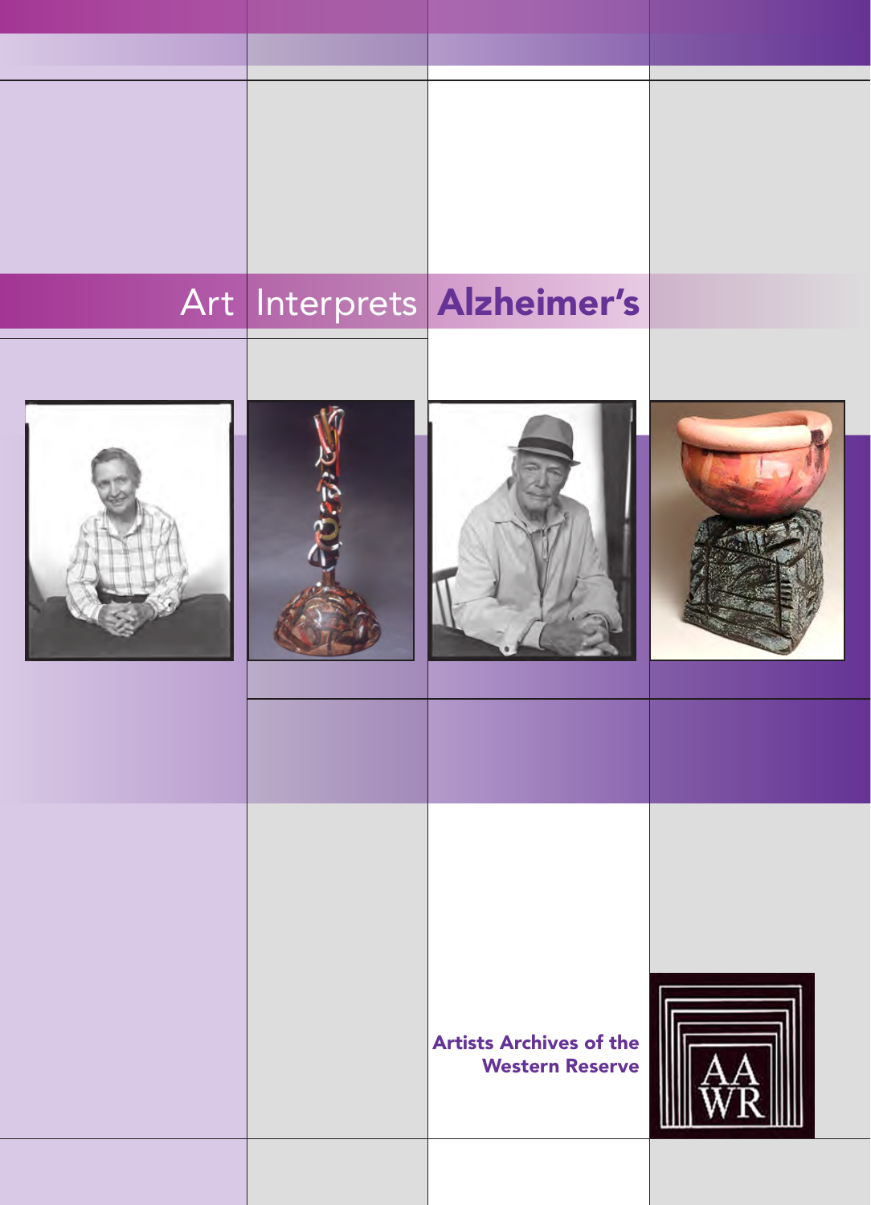# Art Interprets **Alzheimer's**

**Artists Archives of the Western Reserve**

AAWR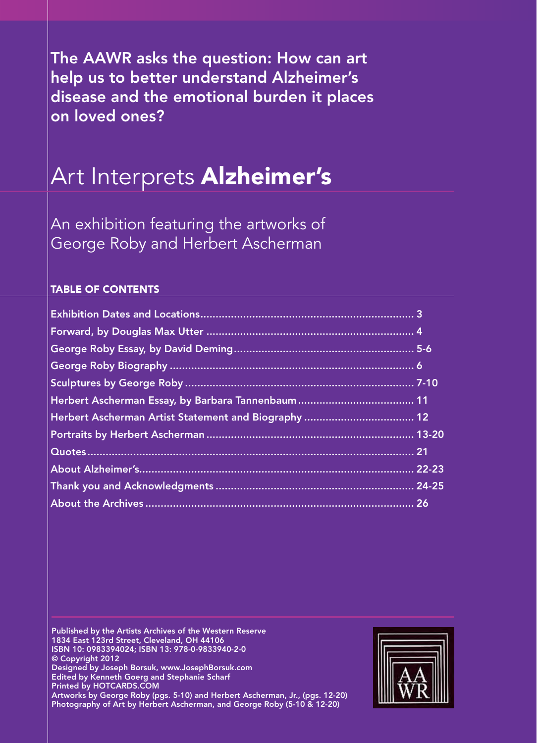**The AAWR asks the question: How can art help us to better understand Alzheimer's disease and the emotional burden it places on loved ones?**

# Art Interprets **Alzheimer's**

## An exhibition featuring the artworks of George Roby and Herbert Ascherman

### TABLE OF CONTENTS

| | |
|---|---|
| Exhibition Dates and Locations | 3 |
| Forward, by Douglas Max Utter | 4 |
| George Roby Essay, by David Deming | 5-6 |
| George Roby Biography | 6 |
| Sculptures by George Roby | 7-10 |
| Herbert Ascherman Essay, by Barbara Tannenbaum | 11 |
| Herbert Ascherman Artist Statement and Biography | 12 |
| Portraits by Herbert Ascherman | 13-20 |
| Quotes | 21 |
| About Alzheimer's | 22-23 |
| Thank you and Acknowledgments | 24-25 |
| About the Archives | 26 |

Published by the Artists Archives of the Western Reserve
1834 East 123rd Street, Cleveland, OH 44106
ISBN 10: 0983394024; ISBN 13: 978-0-9833940-2-0
© Copyright 2012
Designed by Joseph Borsuk, www.JosephBorsuk.com
Edited by Kenneth Goerg and Stephanie Scharf
Printed by HOTCARDS.COM
Artworks by George Roby (pgs. 5-10) and Herbert Ascherman, Jr., (pgs. 12-20)
Photography of Art by Herbert Ascherman, and George Roby (5-10 & 12-20)

AA WR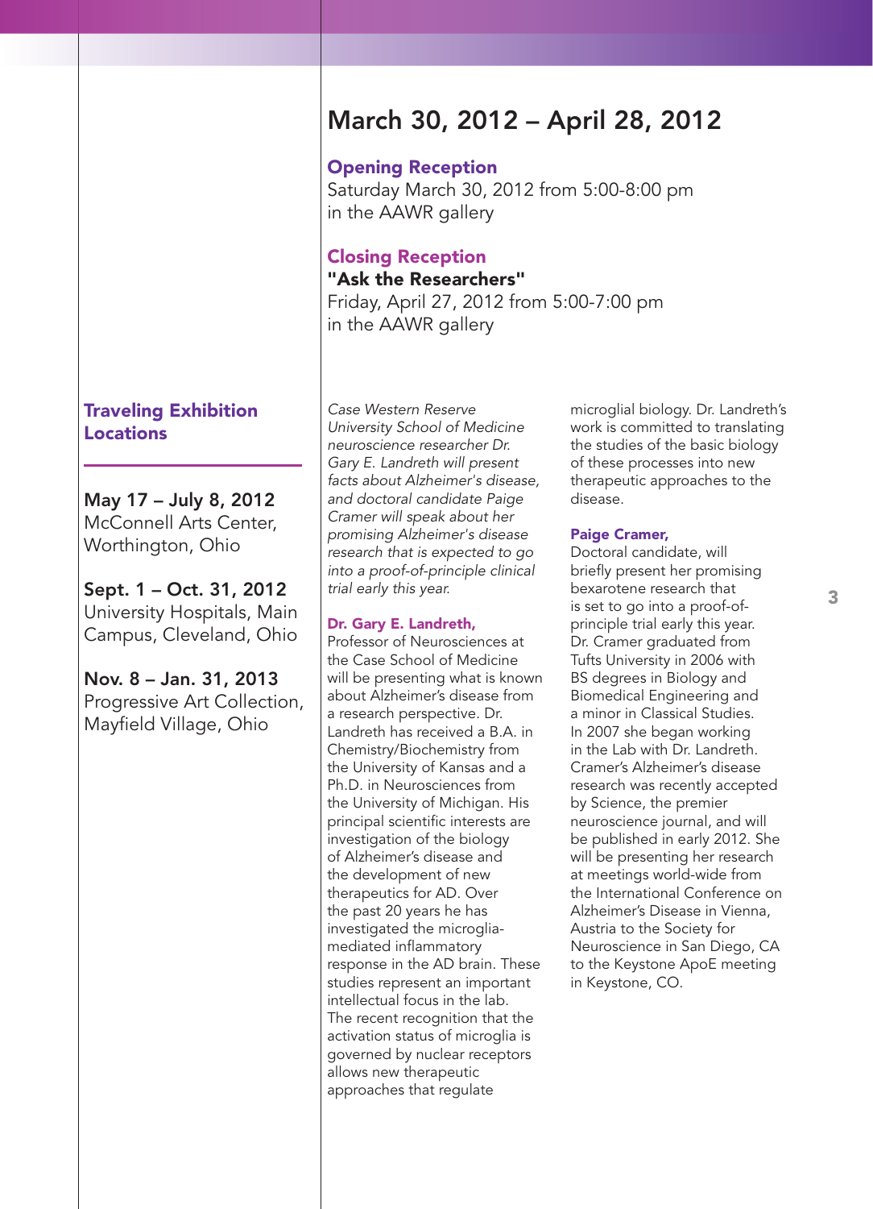## March 30, 2012 – April 28, 2012

### Opening Reception

Saturday March 30, 2012 from 5:00-8:00 pm
in the AAWR gallery

### Closing Reception

**"Ask the Researchers"**
Friday, April 27, 2012 from 5:00-7:00 pm
in the AAWR gallery

### Traveling Exhibition Locations

**May 17 – July 8, 2012**
McConnell Arts Center, Worthington, Ohio

**Sept. 1 – Oct. 31, 2012**
University Hospitals, Main Campus, Cleveland, Ohio

**Nov. 8 – Jan. 31, 2013**
Progressive Art Collection, Mayfield Village, Ohio

*Case Western Reserve University School of Medicine neuroscience researcher Dr. Gary E. Landreth will present facts about Alzheimer's disease, and doctoral candidate Paige Cramer will speak about her promising Alzheimer's disease research that is expected to go into a proof-of-principle clinical trial early this year.*

**Dr. Gary E. Landreth,**
Professor of Neurosciences at the Case School of Medicine will be presenting what is known about Alzheimer's disease from a research perspective. Dr. Landreth has received a B.A. in Chemistry/Biochemistry from the University of Kansas and a Ph.D. in Neurosciences from the University of Michigan. His principal scientific interests are investigation of the biology of Alzheimer's disease and the development of new therapeutics for AD. Over the past 20 years he has investigated the microglia-mediated inflammatory response in the AD brain. These studies represent an important intellectual focus in the lab. The recent recognition that the activation status of microglia is governed by nuclear receptors allows new therapeutic approaches that regulate microglial biology. Dr. Landreth's work is committed to translating the studies of the basic biology of these processes into new therapeutic approaches to the disease.

**Paige Cramer,**
Doctoral candidate, will briefly present her promising bexarotene research that is set to go into a proof-of-principle trial early this year. Dr. Cramer graduated from Tufts University in 2006 with BS degrees in Biology and Biomedical Engineering and a minor in Classical Studies. In 2007 she began working in the Lab with Dr. Landreth. Cramer's Alzheimer's disease research was recently accepted by Science, the premier neuroscience journal, and will be published in early 2012. She will be presenting her research at meetings world-wide from the International Conference on Alzheimer's Disease in Vienna, Austria to the Society for Neuroscience in San Diego, CA to the Keystone ApoE meeting in Keystone, CO.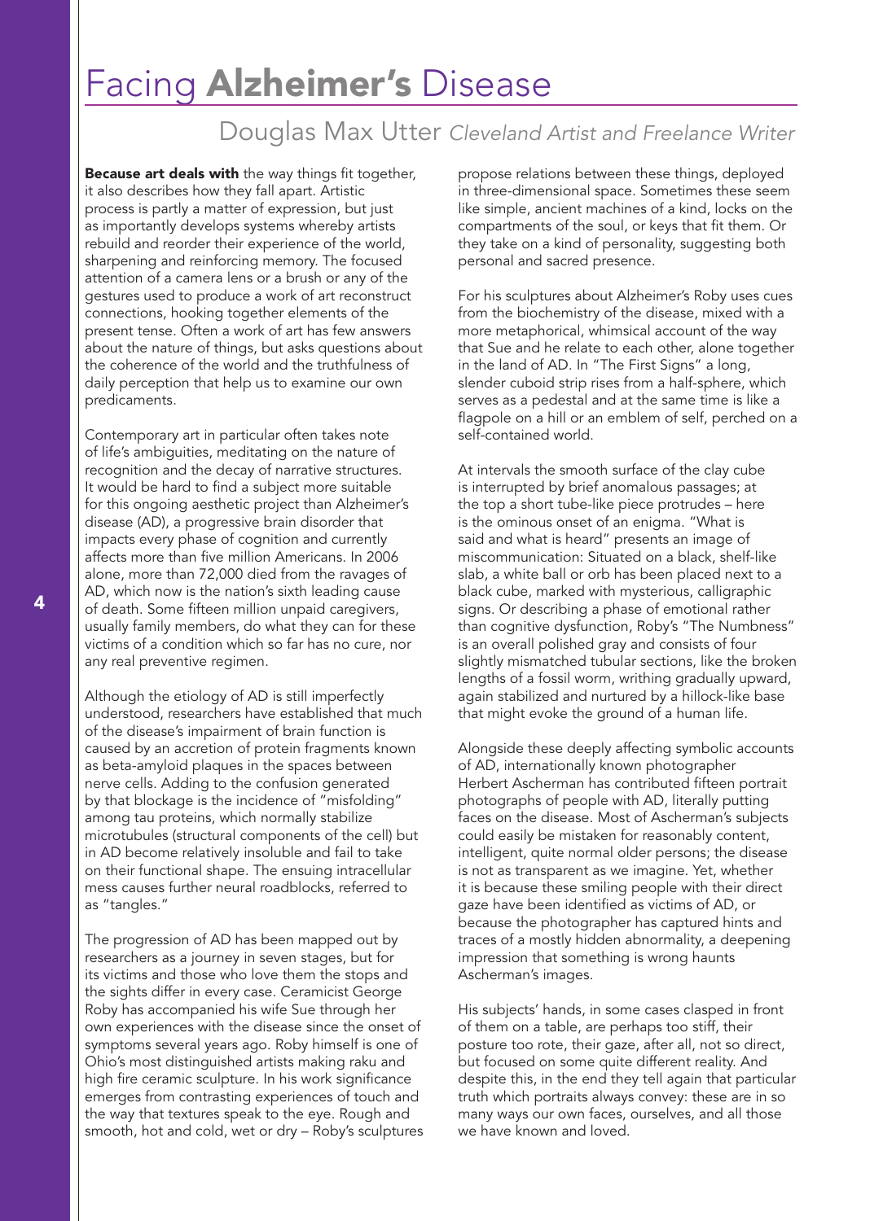# Facing **Alzheimer's** Disease

## Douglas Max Utter *Cleveland Artist and Freelance Writer*

**Because art deals with** the way things fit together, it also describes how they fall apart. Artistic process is partly a matter of expression, but just as importantly develops systems whereby artists rebuild and reorder their experience of the world, sharpening and reinforcing memory. The focused attention of a camera lens or a brush or any of the gestures used to produce a work of art reconstruct connections, hooking together elements of the present tense. Often a work of art has few answers about the nature of things, but asks questions about the coherence of the world and the truthfulness of daily perception that help us to examine our own predicaments.

Contemporary art in particular often takes note of life's ambiguities, meditating on the nature of recognition and the decay of narrative structures. It would be hard to find a subject more suitable for this ongoing aesthetic project than Alzheimer's disease (AD), a progressive brain disorder that impacts every phase of cognition and currently affects more than five million Americans. In 2006 alone, more than 72,000 died from the ravages of AD, which now is the nation's sixth leading cause of death. Some fifteen million unpaid caregivers, usually family members, do what they can for these victims of a condition which so far has no cure, nor any real preventive regimen.

Although the etiology of AD is still imperfectly understood, researchers have established that much of the disease's impairment of brain function is caused by an accretion of protein fragments known as beta-amyloid plaques in the spaces between nerve cells. Adding to the confusion generated by that blockage is the incidence of "misfolding" among tau proteins, which normally stabilize microtubules (structural components of the cell) but in AD become relatively insoluble and fail to take on their functional shape. The ensuing intracellular mess causes further neural roadblocks, referred to as "tangles."

The progression of AD has been mapped out by researchers as a journey in seven stages, but for its victims and those who love them the stops and the sights differ in every case. Ceramicist George Roby has accompanied his wife Sue through her own experiences with the disease since the onset of symptoms several years ago. Roby himself is one of Ohio's most distinguished artists making raku and high fire ceramic sculpture. In his work significance emerges from contrasting experiences of touch and the way that textures speak to the eye. Rough and smooth, hot and cold, wet or dry – Roby's sculptures propose relations between these things, deployed in three-dimensional space. Sometimes these seem like simple, ancient machines of a kind, locks on the compartments of the soul, or keys that fit them. Or they take on a kind of personality, suggesting both personal and sacred presence.

For his sculptures about Alzheimer's Roby uses cues from the biochemistry of the disease, mixed with a more metaphorical, whimsical account of the way that Sue and he relate to each other, alone together in the land of AD. In "The First Signs" a long, slender cuboid strip rises from a half-sphere, which serves as a pedestal and at the same time is like a flagpole on a hill or an emblem of self, perched on a self-contained world.

At intervals the smooth surface of the clay cube is interrupted by brief anomalous passages; at the top a short tube-like piece protrudes – here is the ominous onset of an enigma. "What is said and what is heard" presents an image of miscommunication: Situated on a black, shelf-like slab, a white ball or orb has been placed next to a black cube, marked with mysterious, calligraphic signs. Or describing a phase of emotional rather than cognitive dysfunction, Roby's "The Numbness" is an overall polished gray and consists of four slightly mismatched tubular sections, like the broken lengths of a fossil worm, writhing gradually upward, again stabilized and nurtured by a hillock-like base that might evoke the ground of a human life.

Alongside these deeply affecting symbolic accounts of AD, internationally known photographer Herbert Ascherman has contributed fifteen portrait photographs of people with AD, literally putting faces on the disease. Most of Ascherman's subjects could easily be mistaken for reasonably content, intelligent, quite normal older persons; the disease is not as transparent as we imagine. Yet, whether it is because these smiling people with their direct gaze have been identified as victims of AD, or because the photographer has captured hints and traces of a mostly hidden abnormality, a deepening impression that something is wrong haunts Ascherman's images.

His subjects' hands, in some cases clasped in front of them on a table, are perhaps too stiff, their posture too rote, their gaze, after all, not so direct, but focused on some quite different reality. And despite this, in the end they tell again that particular truth which portraits always convey: these are in so many ways our own faces, ourselves, and all those we have known and loved.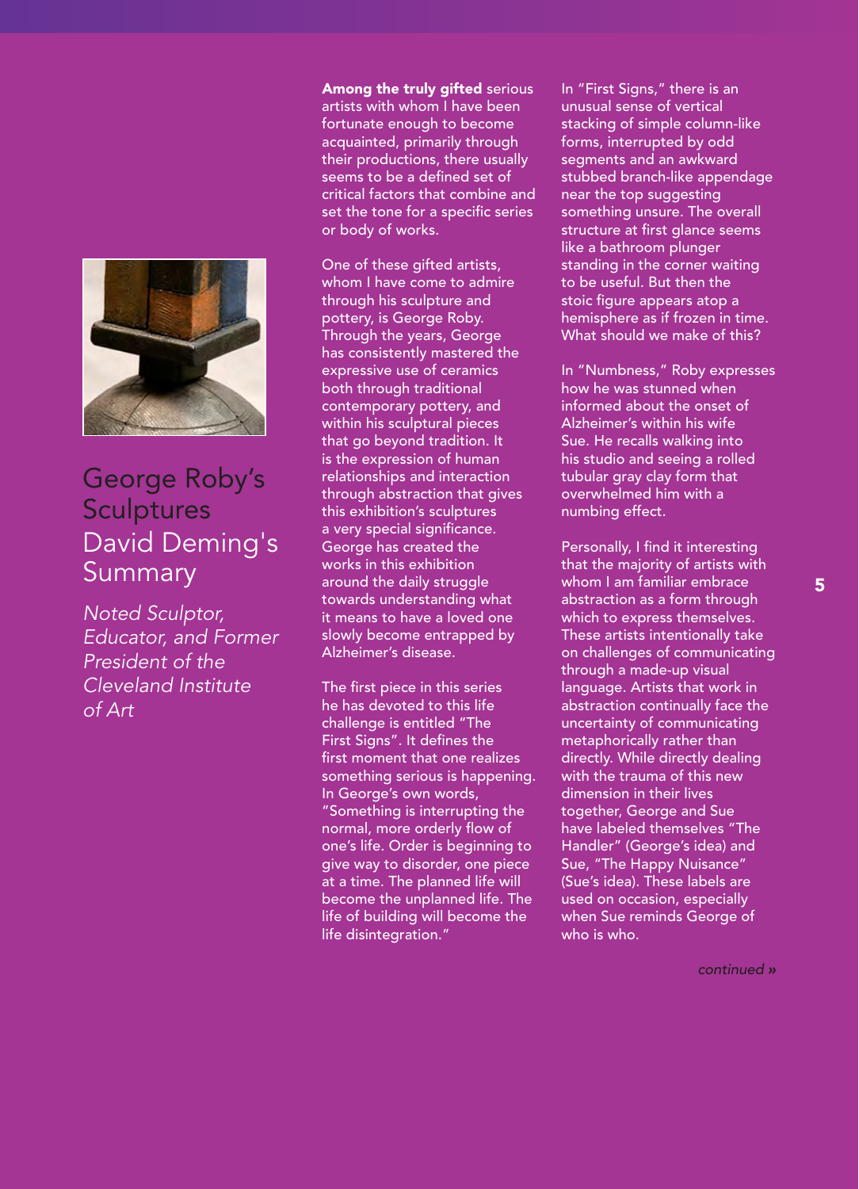# George Roby's Sculptures David Deming's Summary

*Noted Sculptor, Educator, and Former President of the Cleveland Institute of Art*

**Among the truly gifted** serious artists with whom I have been fortunate enough to become acquainted, primarily through their productions, there usually seems to be a defined set of critical factors that combine and set the tone for a specific series or body of works.

One of these gifted artists, whom I have come to admire through his sculpture and pottery, is George Roby. Through the years, George has consistently mastered the expressive use of ceramics both through traditional contemporary pottery, and within his sculptural pieces that go beyond tradition. It is the expression of human relationships and interaction through abstraction that gives this exhibition's sculptures a very special significance. George has created the works in this exhibition around the daily struggle towards understanding what it means to have a loved one slowly become entrapped by Alzheimer's disease.

The first piece in this series he has devoted to this life challenge is entitled "The First Signs". It defines the first moment that one realizes something serious is happening. In George's own words, "Something is interrupting the normal, more orderly flow of one's life. Order is beginning to give way to disorder, one piece at a time. The planned life will become the unplanned life. The life of building will become the life disintegration."

In "First Signs," there is an unusual sense of vertical stacking of simple column-like forms, interrupted by odd segments and an awkward stubbed branch-like appendage near the top suggesting something unsure. The overall structure at first glance seems like a bathroom plunger standing in the corner waiting to be useful. But then the stoic figure appears atop a hemisphere as if frozen in time. What should we make of this?

In "Numbness," Roby expresses how he was stunned when informed about the onset of Alzheimer's within his wife Sue. He recalls walking into his studio and seeing a rolled tubular gray clay form that overwhelmed him with a numbing effect.

Personally, I find it interesting that the majority of artists with whom I am familiar embrace abstraction as a form through which to express themselves. These artists intentionally take on challenges of communicating through a made-up visual language. Artists that work in abstraction continually face the uncertainty of communicating metaphorically rather than directly. While directly dealing with the trauma of this new dimension in their lives together, George and Sue have labeled themselves "The Handler" (George's idea) and Sue, "The Happy Nuisance" (Sue's idea). These labels are used on occasion, especially when Sue reminds George of who is who.

*continued »*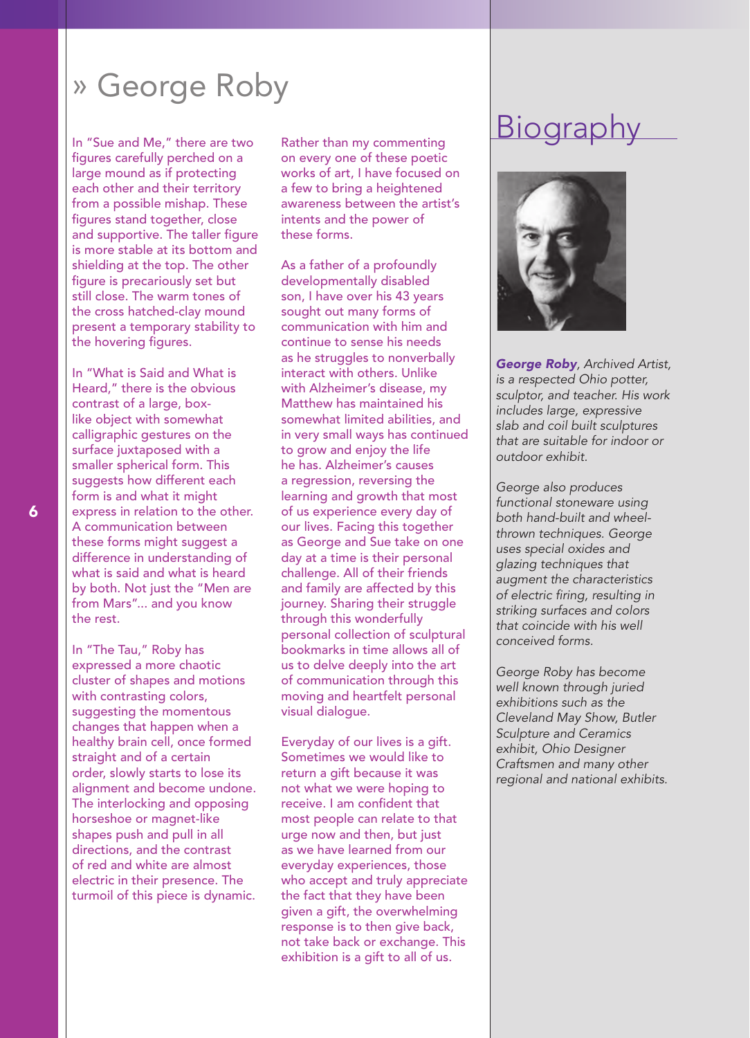# » George Roby

In "Sue and Me," there are two figures carefully perched on a large mound as if protecting each other and their territory from a possible mishap. These figures stand together, close and supportive. The taller figure is more stable at its bottom and shielding at the top. The other figure is precariously set but still close. The warm tones of the cross hatched-clay mound present a temporary stability to the hovering figures.

In "What is Said and What is Heard," there is the obvious contrast of a large, box-like object with somewhat calligraphic gestures on the surface juxtaposed with a smaller spherical form. This suggests how different each form is and what it might express in relation to the other. A communication between these forms might suggest a difference in understanding of what is said and what is heard by both. Not just the "Men are from Mars"... and you know the rest.

In "The Tau," Roby has expressed a more chaotic cluster of shapes and motions with contrasting colors, suggesting the momentous changes that happen when a healthy brain cell, once formed straight and of a certain order, slowly starts to lose its alignment and become undone. The interlocking and opposing horseshoe or magnet-like shapes push and pull in all directions, and the contrast of red and white are almost electric in their presence. The turmoil of this piece is dynamic.

Rather than my commenting on every one of these poetic works of art, I have focused on a few to bring a heightened awareness between the artist's intents and the power of these forms.

As a father of a profoundly developmentally disabled son, I have over his 43 years sought out many forms of communication with him and continue to sense his needs as he struggles to nonverbally interact with others. Unlike with Alzheimer's disease, my Matthew has maintained his somewhat limited abilities, and in very small ways has continued to grow and enjoy the life he has. Alzheimer's causes a regression, reversing the learning and growth that most of us experience every day of our lives. Facing this together as George and Sue take on one day at a time is their personal challenge. All of their friends and family are affected by this journey. Sharing their struggle through this wonderfully personal collection of sculptural bookmarks in time allows all of us to delve deeply into the art of communication through this moving and heartfelt personal visual dialogue.

Everyday of our lives is a gift. Sometimes we would like to return a gift because it was not what we were hoping to receive. I am confident that most people can relate to that urge now and then, but just as we have learned from our everyday experiences, those who accept and truly appreciate the fact that they have been given a gift, the overwhelming response is to then give back, not take back or exchange. This exhibition is a gift to all of us.

## Biography

*__George Roby__, Archived Artist, is a respected Ohio potter, sculptor, and teacher. His work includes large, expressive slab and coil built sculptures that are suitable for indoor or outdoor exhibit.*

*George also produces functional stoneware using both hand-built and wheel-thrown techniques. George uses special oxides and glazing techniques that augment the characteristics of electric firing, resulting in striking surfaces and colors that coincide with his well conceived forms.*

*George Roby has become well known through juried exhibitions such as the Cleveland May Show, Butler Sculpture and Ceramics exhibit, Ohio Designer Craftsmen and many other regional and national exhibits.*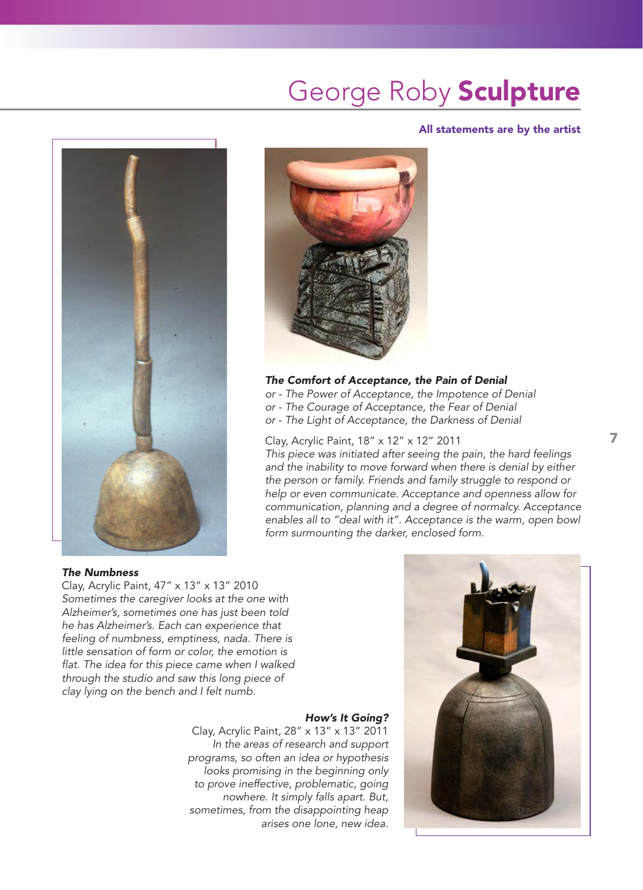# George Roby **Sculpture**

**All statements are by the artist**

***The Comfort of Acceptance, the Pain of Denial***
*or - The Power of Acceptance, the Impotence of Denial*
*or - The Courage of Acceptance, the Fear of Denial*
*or - The Light of Acceptance, the Darkness of Denial*

Clay, Acrylic Paint, 18" x 12" x 12" 2011
*This piece was initiated after seeing the pain, the hard feelings and the inability to move forward when there is denial by either the person or family. Friends and family struggle to respond or help or even communicate. Acceptance and openness allow for communication, planning and a degree of normalcy. Acceptance enables all to "deal with it". Acceptance is the warm, open bowl form surmounting the darker, enclosed form.*

***The Numbness***
Clay, Acrylic Paint, 47" x 13" x 13" 2010
*Sometimes the caregiver looks at the one with Alzheimer's, sometimes one has just been told he has Alzheimer's. Each can experience that feeling of numbness, emptiness, nada. There is little sensation of form or color, the emotion is flat. The idea for this piece came when I walked through the studio and saw this long piece of clay lying on the bench and I felt numb.*

***How's It Going?***
Clay, Acrylic Paint, 28" x 13" x 13" 2011
*In the areas of research and support programs, so often an idea or hypothesis looks promising in the beginning only to prove ineffective, problematic, going nowhere. It simply falls apart. But, sometimes, from the disappointing heap arises one lone, new idea.*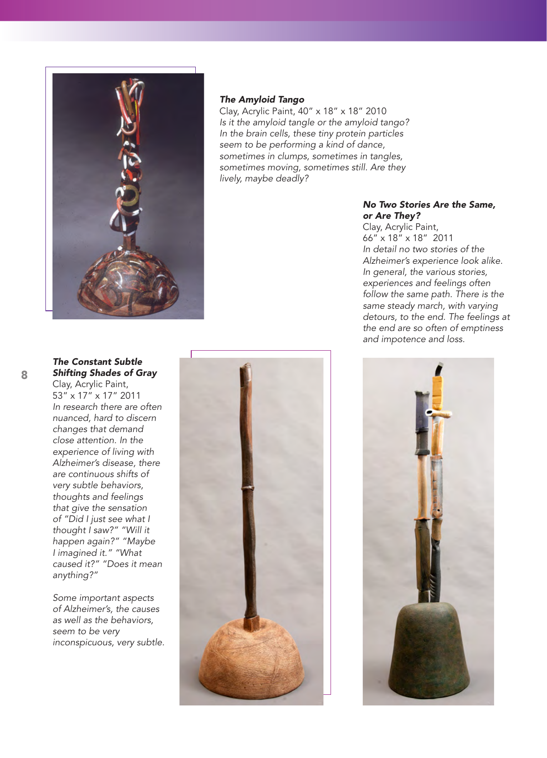### *The Amyloid Tango*

Clay, Acrylic Paint, 40" x 18" x 18" 2010

*Is it the amyloid tangle or the amyloid tango? In the brain cells, these tiny protein particles seem to be performing a kind of dance, sometimes in clumps, sometimes in tangles, sometimes moving, sometimes still. Are they lively, maybe deadly?*

### *No Two Stories Are the Same, or Are They?*

Clay, Acrylic Paint, 66" x 18" x 18" 2011

*In detail no two stories of the Alzheimer's experience look alike. In general, the various stories, experiences and feelings often follow the same path. There is the same steady march, with varying detours, to the end. The feelings at the end are so often of emptiness and impotence and loss.*

### *The Constant Subtle Shifting Shades of Gray*

Clay, Acrylic Paint, 53" x 17" x 17" 2011

*In research there are often nuanced, hard to discern changes that demand close attention. In the experience of living with Alzheimer's disease, there are continuous shifts of very subtle behaviors, thoughts and feelings that give the sensation of "Did I just see what I thought I saw?" "Will it happen again?" "Maybe I imagined it." "What caused it?" "Does it mean anything?"*

*Some important aspects of Alzheimer's, the causes as well as the behaviors, seem to be very inconspicuous, very subtle.*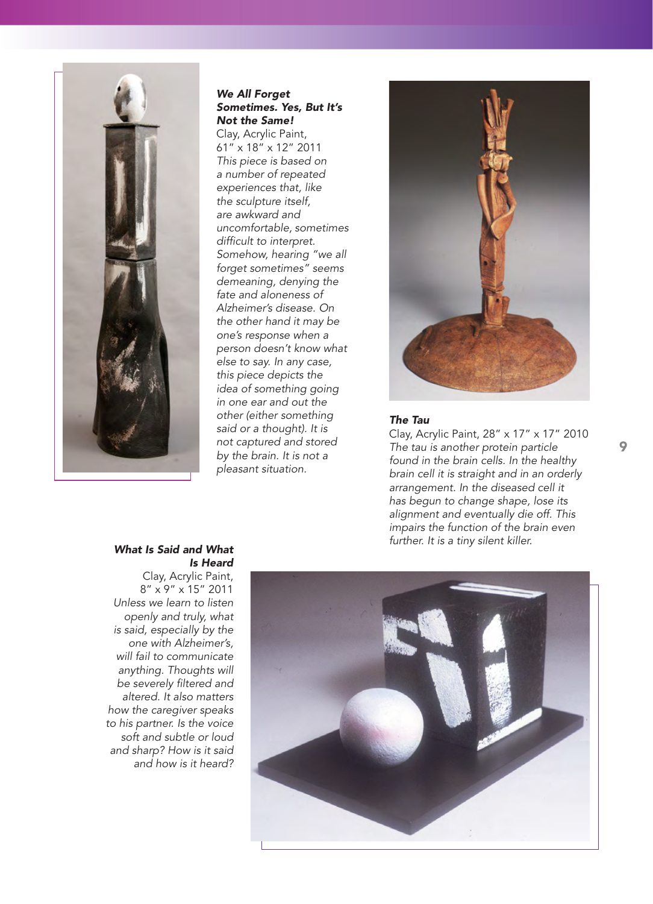**We All Forget Sometimes. Yes, But It's Not the Same!**

Clay, Acrylic Paint, 61" x 18" x 12" 2011

*This piece is based on a number of repeated experiences that, like the sculpture itself, are awkward and uncomfortable, sometimes difficult to interpret. Somehow, hearing "we all forget sometimes" seems demeaning, denying the fate and aloneness of Alzheimer's disease. On the other hand it may be one's response when a person doesn't know what else to say. In any case, this piece depicts the idea of something going in one ear and out the other (either something said or a thought). It is not captured and stored by the brain. It is not a pleasant situation.*

**The Tau**

Clay, Acrylic Paint, 28" x 17" x 17" 2010

*The tau is another protein particle found in the brain cells. In the healthy brain cell it is straight and in an orderly arrangement. In the diseased cell it has begun to change shape, lose its alignment and eventually die off. This impairs the function of the brain even further. It is a tiny silent killer.*

**What Is Said and What Is Heard**

Clay, Acrylic Paint, 8" x 9" x 15" 2011

*Unless we learn to listen openly and truly, what is said, especially by the one with Alzheimer's, will fail to communicate anything. Thoughts will be severely filtered and altered. It also matters how the caregiver speaks to his partner. Is the voice soft and subtle or loud and sharp? How is it said and how is it heard?*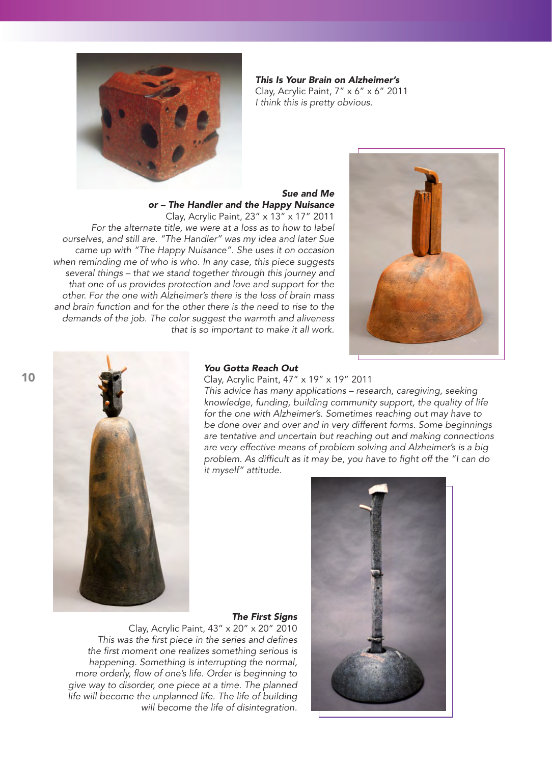***This Is Your Brain on Alzheimer's***
Clay, Acrylic Paint, 7″ x 6″ x 6″ 2011
*I think this is pretty obvious.*

***Sue and Me***
***or – The Handler and the Happy Nuisance***
Clay, Acrylic Paint, 23″ x 13″ x 17″ 2011
*For the alternate title, we were at a loss as to how to label ourselves, and still are. "The Handler" was my idea and later Sue came up with "The Happy Nuisance". She uses it on occasion when reminding me of who is who. In any case, this piece suggests several things – that we stand together through this journey and that one of us provides protection and love and support for the other. For the one with Alzheimer's there is the loss of brain mass and brain function and for the other there is the need to rise to the demands of the job. The color suggest the warmth and aliveness that is so important to make it all work.*

***You Gotta Reach Out***
Clay, Acrylic Paint, 47″ x 19″ x 19″ 2011
*This advice has many applications – research, caregiving, seeking knowledge, funding, building community support, the quality of life for the one with Alzheimer's. Sometimes reaching out may have to be done over and over and in very different forms. Some beginnings are tentative and uncertain but reaching out and making connections are very effective means of problem solving and Alzheimer's is a big problem. As difficult as it may be, you have to fight off the "I can do it myself" attitude.*

***The First Signs***
Clay, Acrylic Paint, 43″ x 20″ x 20″ 2010
*This was the first piece in the series and defines the first moment one realizes something serious is happening. Something is interrupting the normal, more orderly, flow of one's life. Order is beginning to give way to disorder, one piece at a time. The planned life will become the unplanned life. The life of building will become the life of disintegration.*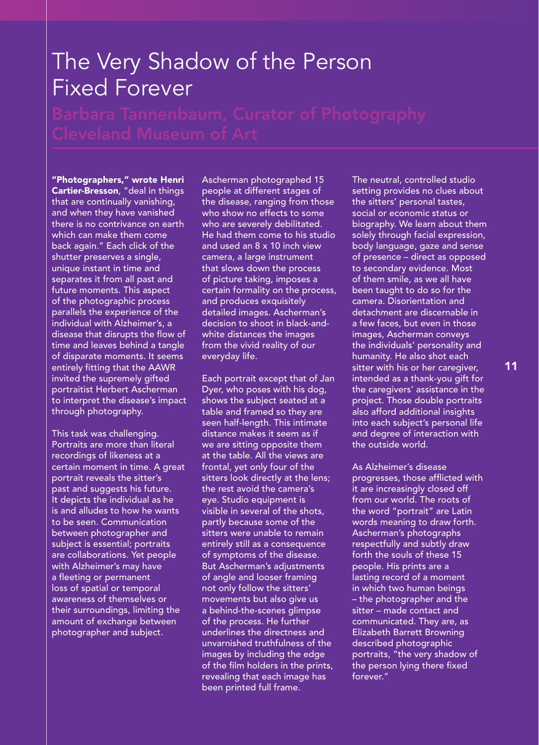# The Very Shadow of the Person Fixed Forever

## Barbara Tannenbaum, Curator of Photography Cleveland Museum of Art

**"Photographers," wrote Henri Cartier-Bresson**, "deal in things that are continually vanishing, and when they have vanished there is no contrivance on earth which can make them come back again." Each click of the shutter preserves a single, unique instant in time and separates it from all past and future moments. This aspect of the photographic process parallels the experience of the individual with Alzheimer's, a disease that disrupts the flow of time and leaves behind a tangle of disparate moments. It seems entirely fitting that the AAWR invited the supremely gifted portraitist Herbert Ascherman to interpret the disease's impact through photography.

This task was challenging. Portraits are more than literal recordings of likeness at a certain moment in time. A great portrait reveals the sitter's past and suggests his future. It depicts the individual as he is and alludes to how he wants to be seen. Communication between photographer and subject is essential; portraits are collaborations. Yet people with Alzheimer's may have a fleeting or permanent loss of spatial or temporal awareness of themselves or their surroundings, limiting the amount of exchange between photographer and subject.

Ascherman photographed 15 people at different stages of the disease, ranging from those who show no effects to some who are severely debilitated. He had them come to his studio and used an 8 x 10 inch view camera, a large instrument that slows down the process of picture taking, imposes a certain formality on the process, and produces exquisitely detailed images. Ascherman's decision to shoot in black-and-white distances the images from the vivid reality of our everyday life.

Each portrait except that of Jan Dyer, who poses with his dog, shows the subject seated at a table and framed so they are seen half-length. This intimate distance makes it seem as if we are sitting opposite them at the table. All the views are frontal, yet only four of the sitters look directly at the lens; the rest avoid the camera's eye. Studio equipment is visible in several of the shots, partly because some of the sitters were unable to remain entirely still as a consequence of symptoms of the disease. But Ascherman's adjustments of angle and looser framing not only follow the sitters' movements but also give us a behind-the-scenes glimpse of the process. He further underlines the directness and unvarnished truthfulness of the images by including the edge of the film holders in the prints, revealing that each image has been printed full frame.

The neutral, controlled studio setting provides no clues about the sitters' personal tastes, social or economic status or biography. We learn about them solely through facial expression, body language, gaze and sense of presence – direct as opposed to secondary evidence. Most of them smile, as we all have been taught to do so for the camera. Disorientation and detachment are discernable in a few faces, but even in those images, Ascherman conveys the individuals' personality and humanity. He also shot each sitter with his or her caregiver, intended as a thank-you gift for the caregivers' assistance in the project. Those double portraits also afford additional insights into each subject's personal life and degree of interaction with the outside world.

As Alzheimer's disease progresses, those afflicted with it are increasingly closed off from our world. The roots of the word "portrait" are Latin words meaning to draw forth. Ascherman's photographs respectfully and subtly draw forth the souls of these 15 people. His prints are a lasting record of a moment in which two human beings – the photographer and the sitter – made contact and communicated. They are, as Elizabeth Barrett Browning described photographic portraits, "the very shadow of the person lying there fixed forever."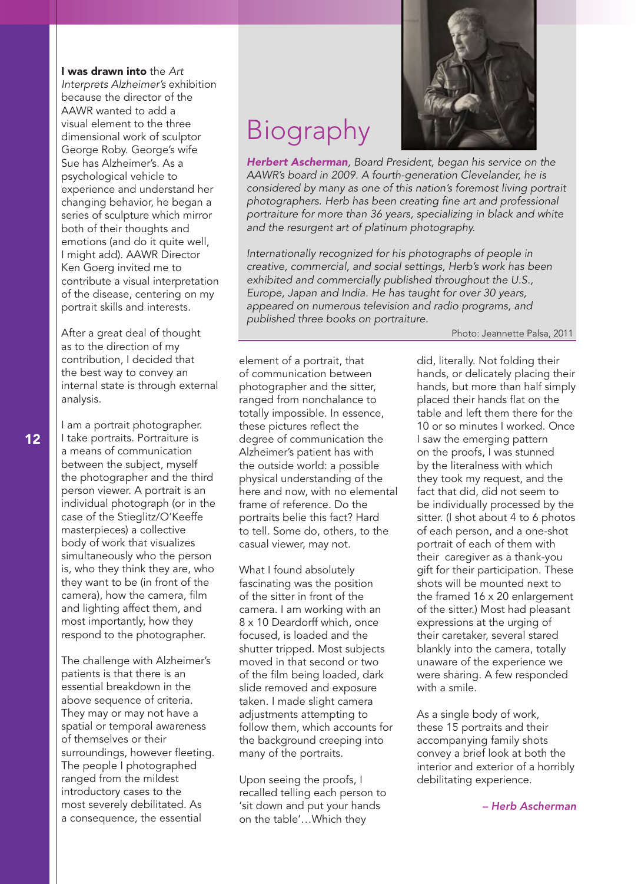**I was drawn into** the *Art Interprets Alzheimer's* exhibition because the director of the AAWR wanted to add a visual element to the three dimensional work of sculptor George Roby. George's wife Sue has Alzheimer's. As a psychological vehicle to experience and understand her changing behavior, he began a series of sculpture which mirror both of their thoughts and emotions (and do it quite well, I might add). AAWR Director Ken Goerg invited me to contribute a visual interpretation of the disease, centering on my portrait skills and interests.

After a great deal of thought as to the direction of my contribution, I decided that the best way to convey an internal state is through external analysis.

I am a portrait photographer. I take portraits. Portraiture is a means of communication between the subject, myself the photographer and the third person viewer. A portrait is an individual photograph (or in the case of the Stieglitz/O'Keeffe masterpieces) a collective body of work that visualizes simultaneously who the person is, who they think they are, who they want to be (in front of the camera), how the camera, film and lighting affect them, and most importantly, how they respond to the photographer.

The challenge with Alzheimer's patients is that there is an essential breakdown in the above sequence of criteria. They may or may not have a spatial or temporal awareness of themselves or their surroundings, however fleeting. The people I photographed ranged from the mildest introductory cases to the most severely debilitated. As a consequence, the essential element of a portrait, that of communication between photographer and the sitter, ranged from nonchalance to totally impossible. In essence, these pictures reflect the degree of communication the Alzheimer's patient has with the outside world: a possible physical understanding of the here and now, with no elemental frame of reference. Do the portraits belie this fact? Hard to tell. Some do, others, to the casual viewer, may not.

What I found absolutely fascinating was the position of the sitter in front of the camera. I am working with an 8 x 10 Deardorff which, once focused, is loaded and the shutter tripped. Most subjects moved in that second or two of the film being loaded, dark slide removed and exposure taken. I made slight camera adjustments attempting to follow them, which accounts for the background creeping into many of the portraits.

Upon seeing the proofs, I recalled telling each person to 'sit down and put your hands on the table'…Which they did, literally. Not folding their hands, or delicately placing their hands, but more than half simply placed their hands flat on the table and left them there for the 10 or so minutes I worked. Once I saw the emerging pattern on the proofs, I was stunned by the literalness with which they took my request, and the fact that did, did not seem to be individually processed by the sitter. (I shot about 4 to 6 photos of each person, and a one-shot portrait of each of them with their caregiver as a thank-you gift for their participation. These shots will be mounted next to the framed 16 x 20 enlargement of the sitter.) Most had pleasant expressions at the urging of their caretaker, several stared blankly into the camera, totally unaware of the experience we were sharing. A few responded with a smile.

As a single body of work, these 15 portraits and their accompanying family shots convey a brief look at both the interior and exterior of a horribly debilitating experience.

***– Herb Ascherman***

# Biography

***Herbert Ascherman****, Board President, began his service on the AAWR's board in 2009. A fourth-generation Clevelander, he is considered by many as one of this nation's foremost living portrait photographers. Herb has been creating fine art and professional portraiture for more than 36 years, specializing in black and white and the resurgent art of platinum photography.*

*Internationally recognized for his photographs of people in creative, commercial, and social settings, Herb's work has been exhibited and commercially published throughout the U.S., Europe, Japan and India. He has taught for over 30 years, appeared on numerous television and radio programs, and published three books on portraiture.*

Photo: Jeannette Palsa, 2011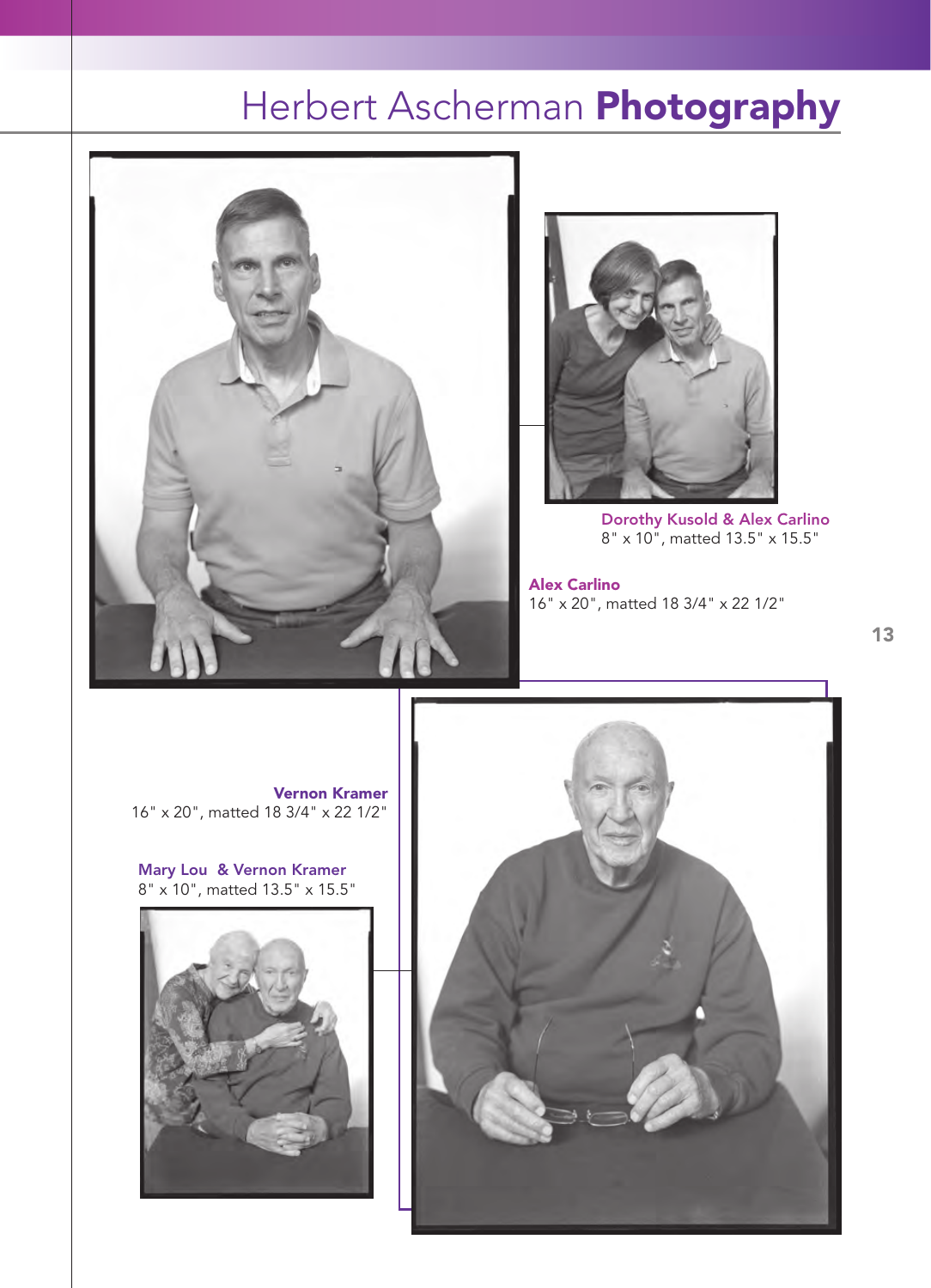# Herbert Ascherman **Photography**

**Dorothy Kusold & Alex Carlino**
8" x 10", matted 13.5" x 15.5"

**Alex Carlino**
16" x 20", matted 18 3/4" x 22 1/2"

**Vernon Kramer**
16" x 20", matted 18 3/4" x 22 1/2"

**Mary Lou & Vernon Kramer**
8" x 10", matted 13.5" x 15.5"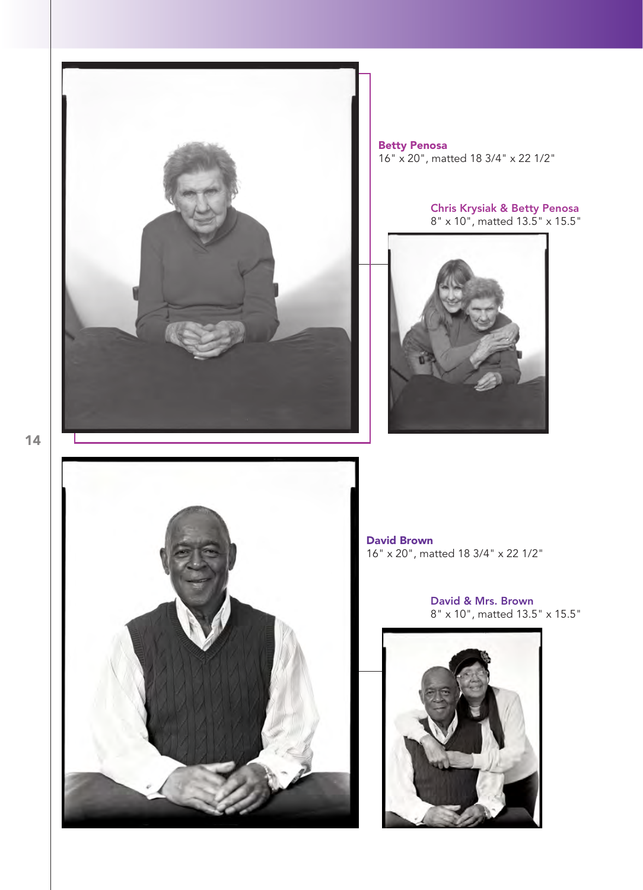**Betty Penosa**
16" x 20", matted 18 3/4" x 22 1/2"

**Chris Krysiak & Betty Penosa**
8" x 10", matted 13.5" x 15.5"

**David Brown**
16" x 20", matted 18 3/4" x 22 1/2"

**David & Mrs. Brown**
8" x 10", matted 13.5" x 15.5"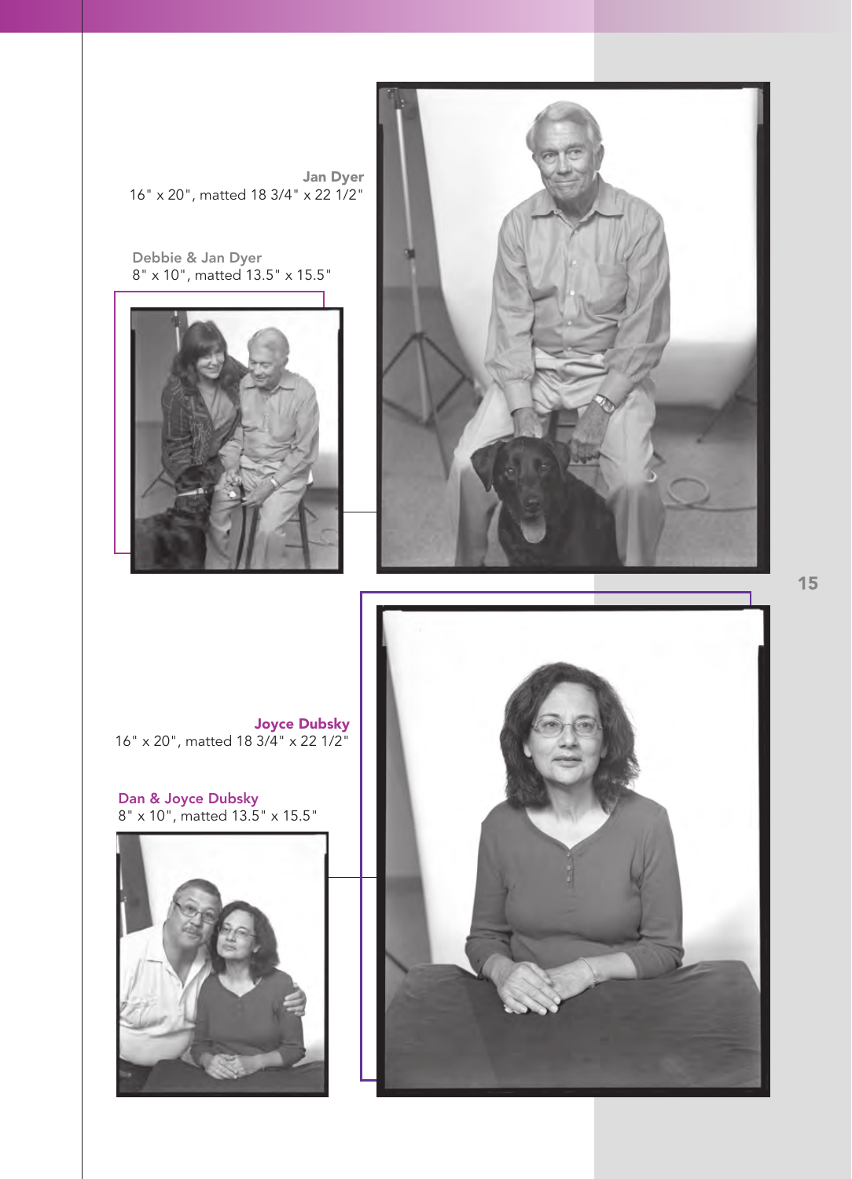**Jan Dyer**
16" x 20", matted 18 3/4" x 22 1/2"

**Debbie & Jan Dyer**
8" x 10", matted 13.5" x 15.5"

**Joyce Dubsky**
16" x 20", matted 18 3/4" x 22 1/2"

**Dan & Joyce Dubsky**
8" x 10", matted 13.5" x 15.5"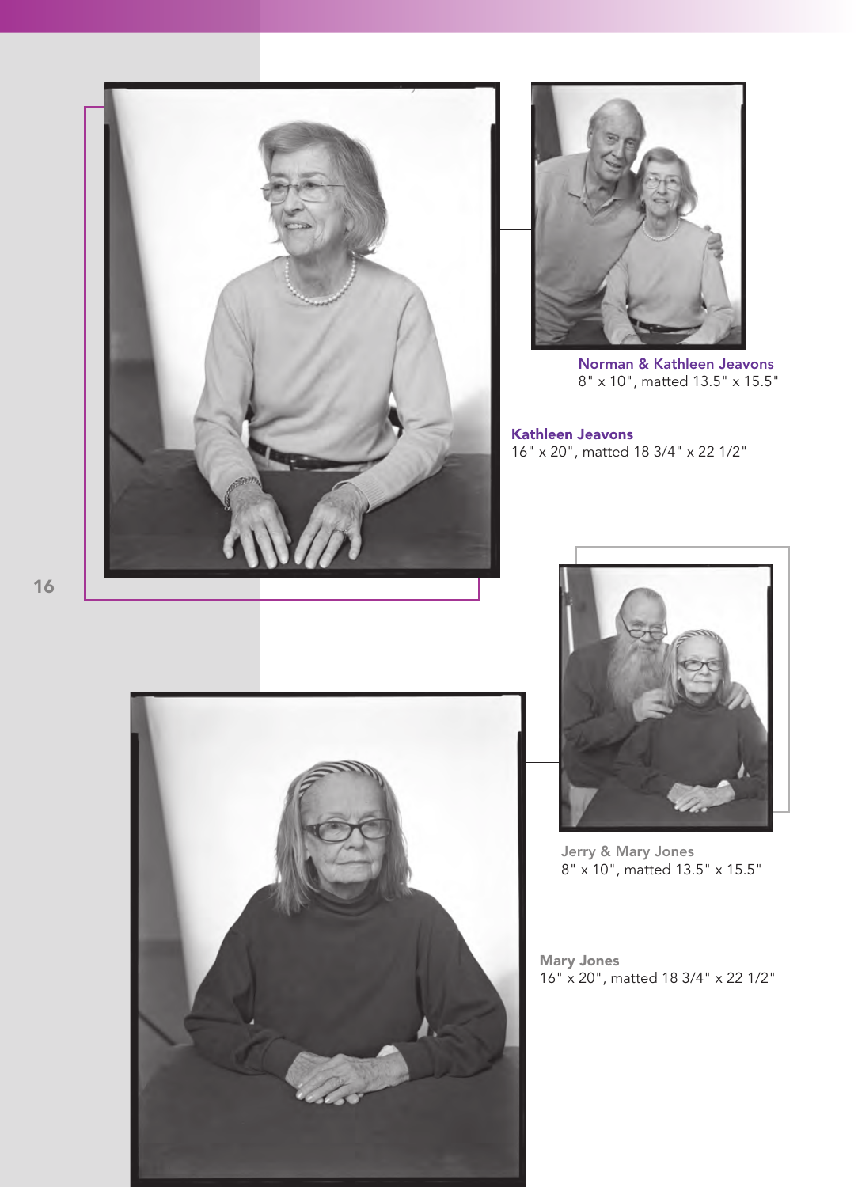**Norman & Kathleen Jeavons**
8" x 10", matted 13.5" x 15.5"

**Kathleen Jeavons**
16" x 20", matted 18 3/4" x 22 1/2"

**Jerry & Mary Jones**
8" x 10", matted 13.5" x 15.5"

**Mary Jones**
16" x 20", matted 18 3/4" x 22 1/2"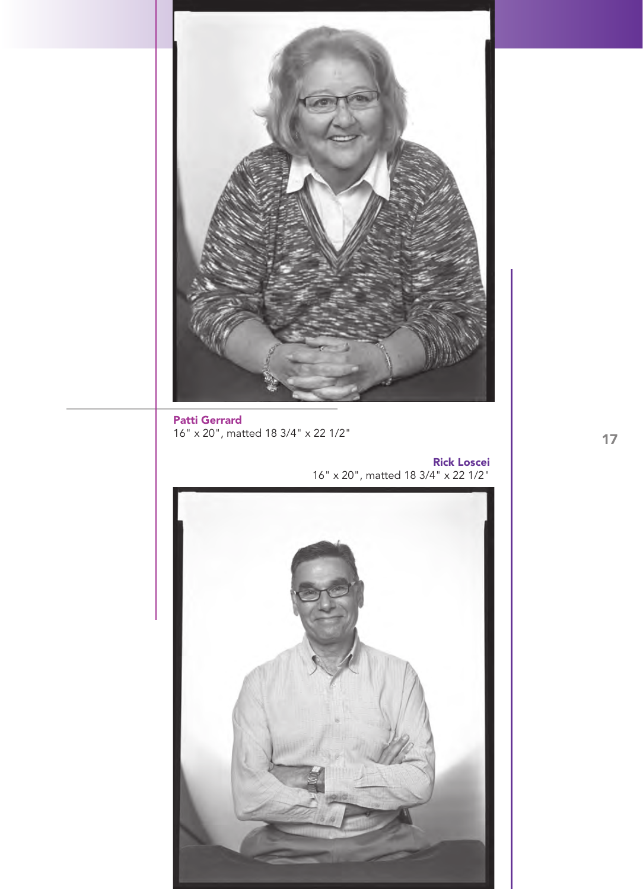**Patti Gerrard**
16" x 20", matted 18 3/4" x 22 1/2"

**Rick Loscei**
16" x 20", matted 18 3/4" x 22 1/2"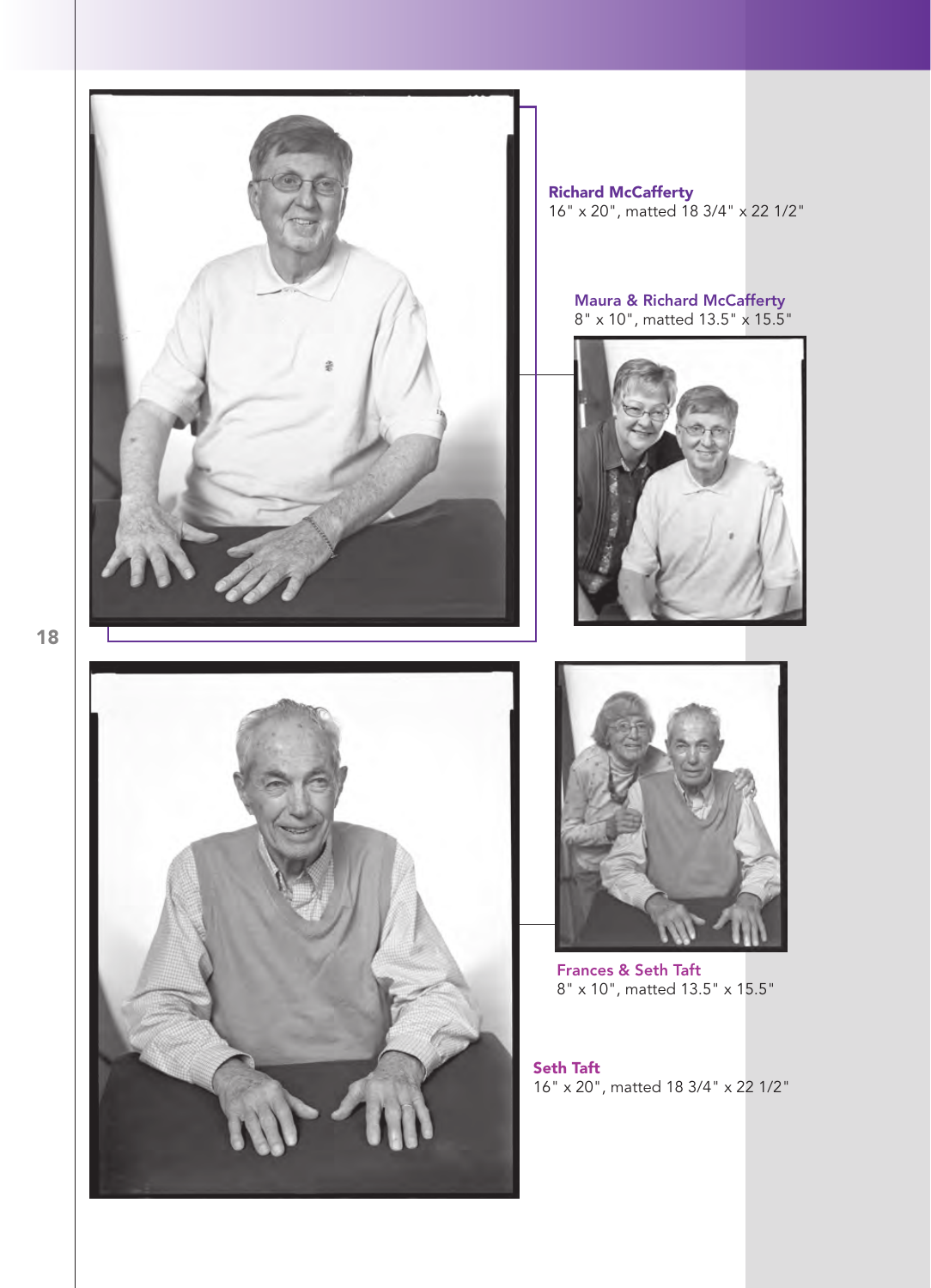**Richard McCafferty**
16" x 20", matted 18 3/4" x 22 1/2"

**Maura & Richard McCafferty**
8" x 10", matted 13.5" x 15.5"

**Frances & Seth Taft**
8" x 10", matted 13.5" x 15.5"

**Seth Taft**
16" x 20", matted 18 3/4" x 22 1/2"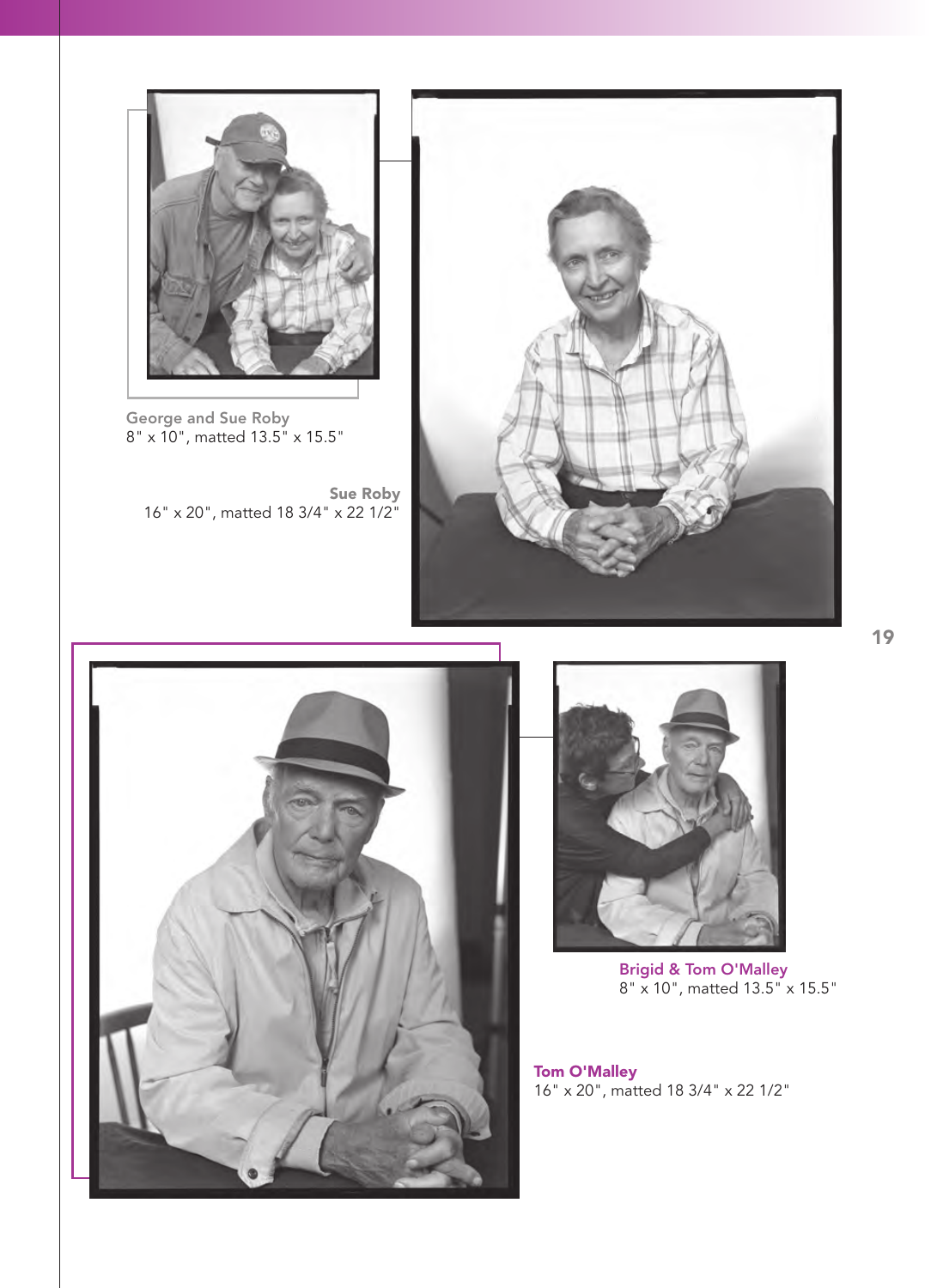**George and Sue Roby**
8" x 10", matted 13.5" x 15.5"

**Sue Roby**
16" x 20", matted 18 3/4" x 22 1/2"

**Brigid & Tom O'Malley**
8" x 10", matted 13.5" x 15.5"

**Tom O'Malley**
16" x 20", matted 18 3/4" x 22 1/2"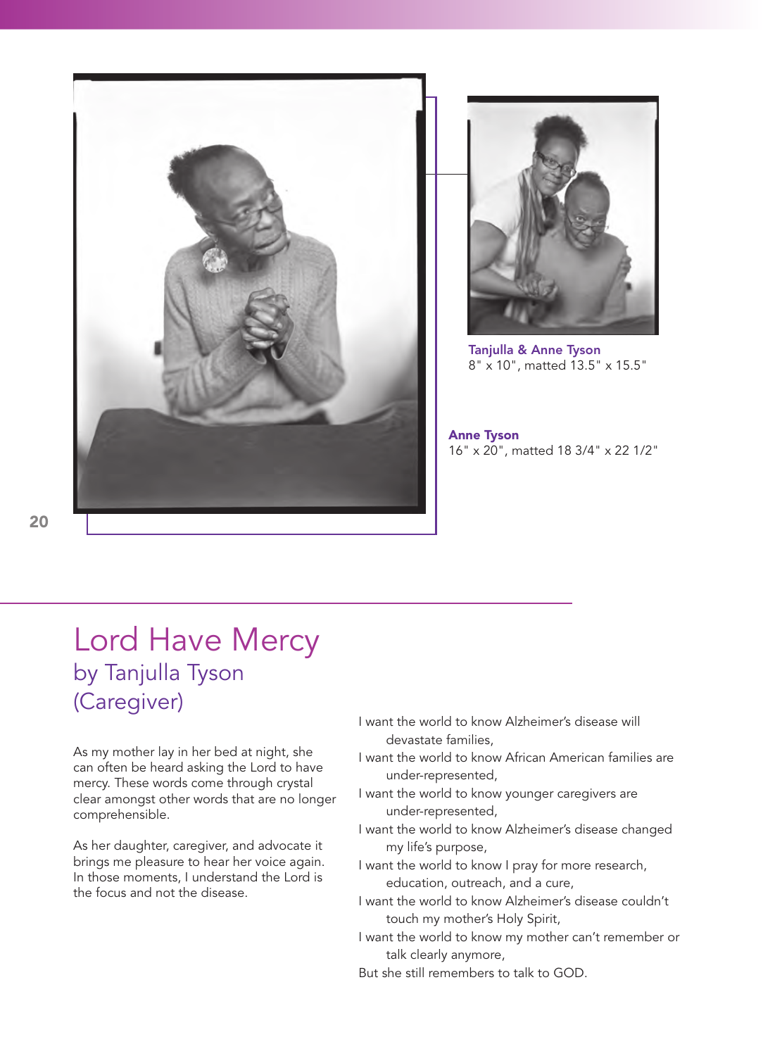**Tanjulla & Anne Tyson**
8" x 10", matted 13.5" x 15.5"

**Anne Tyson**
16" x 20", matted 18 3/4" x 22 1/2"

# Lord Have Mercy

## by Tanjulla Tyson (Caregiver)

As my mother lay in her bed at night, she can often be heard asking the Lord to have mercy. These words come through crystal clear amongst other words that are no longer comprehensible.

As her daughter, caregiver, and advocate it brings me pleasure to hear her voice again. In those moments, I understand the Lord is the focus and not the disease.

I want the world to know Alzheimer's disease will devastate families,
I want the world to know African American families are under-represented,
I want the world to know younger caregivers are under-represented,
I want the world to know Alzheimer's disease changed my life's purpose,
I want the world to know I pray for more research, education, outreach, and a cure,
I want the world to know Alzheimer's disease couldn't touch my mother's Holy Spirit,
I want the world to know my mother can't remember or talk clearly anymore,
But she still remembers to talk to GOD.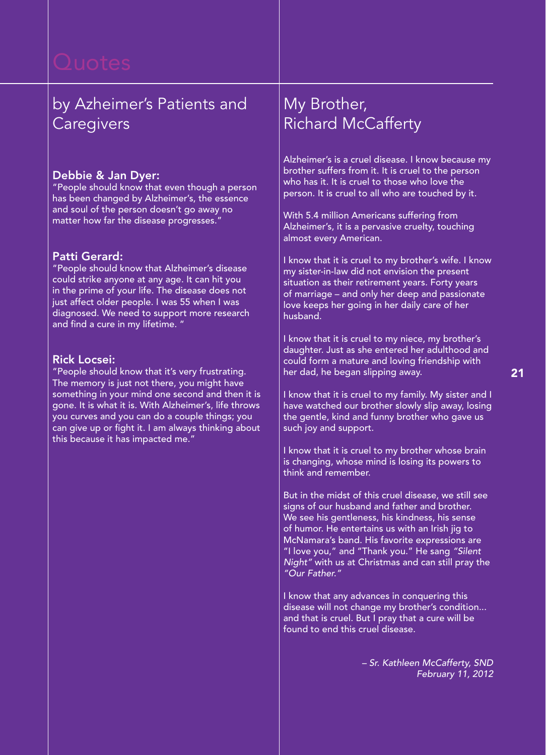# Quotes

## by Azheimer's Patients and Caregivers

**Debbie & Jan Dyer:**
"People should know that even though a person has been changed by Alzheimer's, the essence and soul of the person doesn't go away no matter how far the disease progresses."

**Patti Gerard:**
"People should know that Alzheimer's disease could strike anyone at any age. It can hit you in the prime of your life. The disease does not just affect older people. I was 55 when I was diagnosed. We need to support more research and find a cure in my lifetime. "

**Rick Locsei:**
"People should know that it's very frustrating. The memory is just not there, you might have something in your mind one second and then it is gone. It is what it is. With Alzheimer's, life throws you curves and you can do a couple things; you can give up or fight it. I am always thinking about this because it has impacted me."

## My Brother, Richard McCafferty

Alzheimer's is a cruel disease. I know because my brother suffers from it. It is cruel to the person who has it. It is cruel to those who love the person. It is cruel to all who are touched by it.

With 5.4 million Americans suffering from Alzheimer's, it is a pervasive cruelty, touching almost every American.

I know that it is cruel to my brother's wife. I know my sister-in-law did not envision the present situation as their retirement years. Forty years of marriage – and only her deep and passionate love keeps her going in her daily care of her husband.

I know that it is cruel to my niece, my brother's daughter. Just as she entered her adulthood and could form a mature and loving friendship with her dad, he began slipping away.

I know that it is cruel to my family. My sister and I have watched our brother slowly slip away, losing the gentle, kind and funny brother who gave us such joy and support.

I know that it is cruel to my brother whose brain is changing, whose mind is losing its powers to think and remember.

But in the midst of this cruel disease, we still see signs of our husband and father and brother. We see his gentleness, his kindness, his sense of humor. He entertains us with an Irish jig to McNamara's band. His favorite expressions are "I love you," and "Thank you." He sang *"Silent Night"* with us at Christmas and can still pray the *"Our Father."*

I know that any advances in conquering this disease will not change my brother's condition… and that is cruel. But I pray that a cure will be found to end this cruel disease.

*– Sr. Kathleen McCafferty, SND*
*February 11, 2012*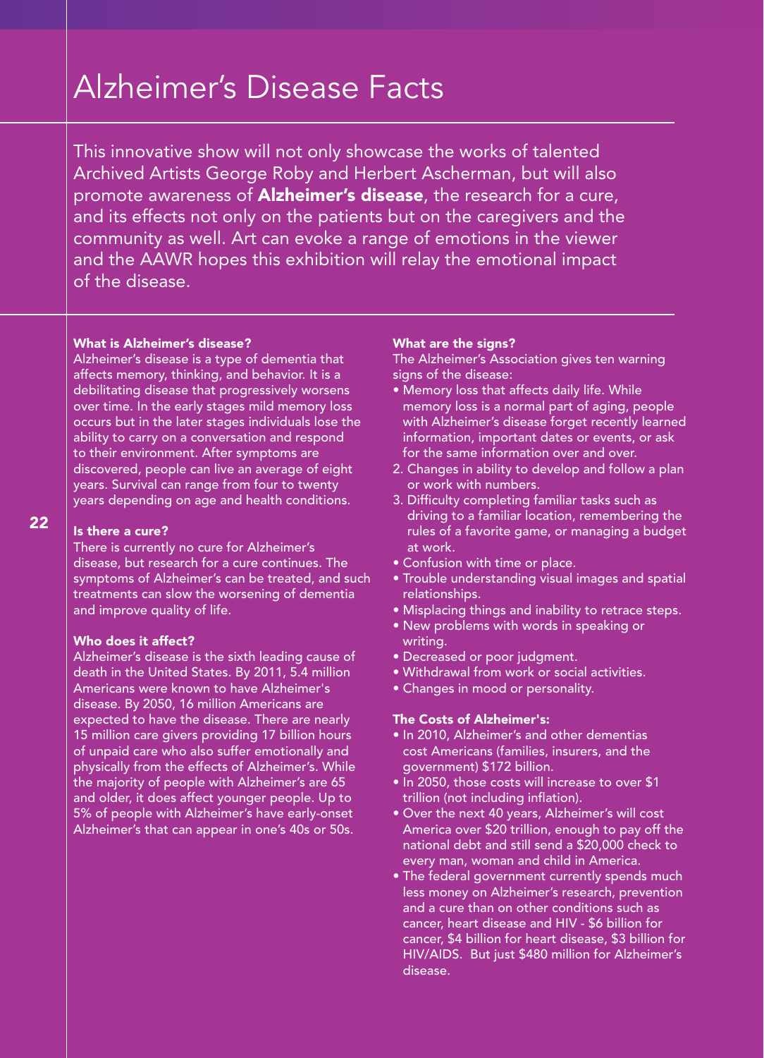# Alzheimer's Disease Facts

This innovative show will not only showcase the works of talented Archived Artists George Roby and Herbert Ascherman, but will also promote awareness of **Alzheimer's disease**, the research for a cure, and its effects not only on the patients but on the caregivers and the community as well. Art can evoke a range of emotions in the viewer and the AAWR hopes this exhibition will relay the emotional impact of the disease.

**What is Alzheimer's disease?**

Alzheimer's disease is a type of dementia that affects memory, thinking, and behavior. It is a debilitating disease that progressively worsens over time. In the early stages mild memory loss occurs but in the later stages individuals lose the ability to carry on a conversation and respond to their environment. After symptoms are discovered, people can live an average of eight years. Survival can range from four to twenty years depending on age and health conditions.

**Is there a cure?**

There is currently no cure for Alzheimer's disease, but research for a cure continues. The symptoms of Alzheimer's can be treated, and such treatments can slow the worsening of dementia and improve quality of life.

**Who does it affect?**

Alzheimer's disease is the sixth leading cause of death in the United States. By 2011, 5.4 million Americans were known to have Alzheimer's disease. By 2050, 16 million Americans are expected to have the disease. There are nearly 15 million care givers providing 17 billion hours of unpaid care who also suffer emotionally and physically from the effects of Alzheimer's. While the majority of people with Alzheimer's are 65 and older, it does affect younger people. Up to 5% of people with Alzheimer's have early-onset Alzheimer's that can appear in one's 40s or 50s.

**What are the signs?**

The Alzheimer's Association gives ten warning signs of the disease:

- Memory loss that affects daily life. While memory loss is a normal part of aging, people with Alzheimer's disease forget recently learned information, important dates or events, or ask for the same information over and over.
- 2. Changes in ability to develop and follow a plan or work with numbers.
- 3. Difficulty completing familiar tasks such as driving to a familiar location, remembering the rules of a favorite game, or managing a budget at work.
- Confusion with time or place.
- Trouble understanding visual images and spatial relationships.
- Misplacing things and inability to retrace steps.
- New problems with words in speaking or writing.
- Decreased or poor judgment.
- Withdrawal from work or social activities.
- Changes in mood or personality.

**The Costs of Alzheimer's:**

- In 2010, Alzheimer's and other dementias cost Americans (families, insurers, and the government) $172 billion.
- In 2050, those costs will increase to over $1 trillion (not including inflation).
- Over the next 40 years, Alzheimer's will cost America over $20 trillion, enough to pay off the national debt and still send a $20,000 check to every man, woman and child in America.
- The federal government currently spends much less money on Alzheimer's research, prevention and a cure than on other conditions such as cancer, heart disease and HIV - $6 billion for cancer, $4 billion for heart disease, $3 billion for HIV/AIDS. But just $480 million for Alzheimer's disease.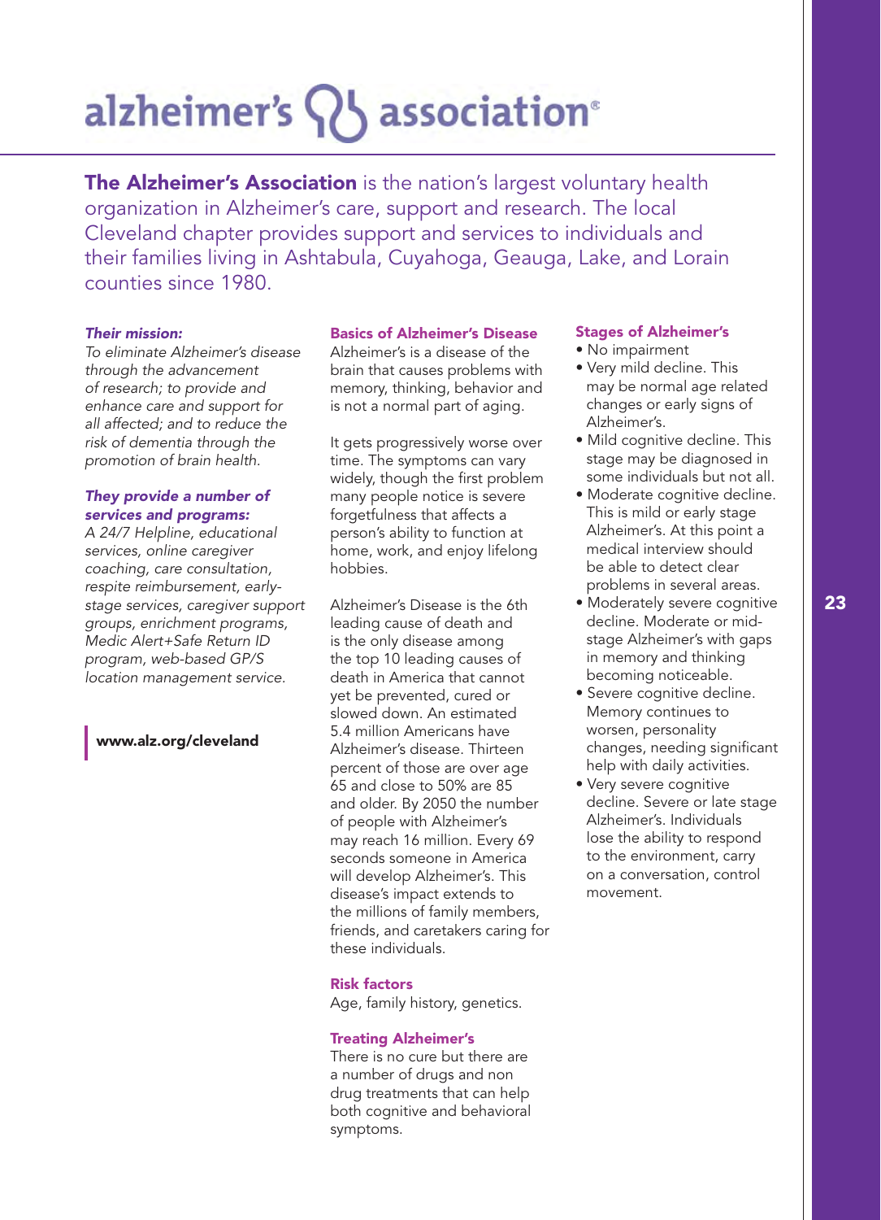# alzheimer's association®

**The Alzheimer's Association** is the nation's largest voluntary health organization in Alzheimer's care, support and research. The local Cleveland chapter provides support and services to individuals and their families living in Ashtabula, Cuyahoga, Geauga, Lake, and Lorain counties since 1980.

***Their mission:***

*To eliminate Alzheimer's disease through the advancement of research; to provide and enhance care and support for all affected; and to reduce the risk of dementia through the promotion of brain health.*

***They provide a number of services and programs:***

*A 24/7 Helpline, educational services, online caregiver coaching, care consultation, respite reimbursement, early-stage services, caregiver support groups, enrichment programs, Medic Alert+Safe Return ID program, web-based GP/S location management service.*

**www.alz.org/cleveland**

### Basics of Alzheimer's Disease

Alzheimer's is a disease of the brain that causes problems with memory, thinking, behavior and is not a normal part of aging.

It gets progressively worse over time. The symptoms can vary widely, though the first problem many people notice is severe forgetfulness that affects a person's ability to function at home, work, and enjoy lifelong hobbies.

Alzheimer's Disease is the 6th leading cause of death and is the only disease among the top 10 leading causes of death in America that cannot yet be prevented, cured or slowed down. An estimated 5.4 million Americans have Alzheimer's disease. Thirteen percent of those are over age 65 and close to 50% are 85 and older. By 2050 the number of people with Alzheimer's may reach 16 million. Every 69 seconds someone in America will develop Alzheimer's. This disease's impact extends to the millions of family members, friends, and caretakers caring for these individuals.

### Risk factors

Age, family history, genetics.

### Treating Alzheimer's

There is no cure but there are a number of drugs and non drug treatments that can help both cognitive and behavioral symptoms.

### Stages of Alzheimer's

- No impairment
- Very mild decline. This may be normal age related changes or early signs of Alzheimer's.
- Mild cognitive decline. This stage may be diagnosed in some individuals but not all.
- Moderate cognitive decline. This is mild or early stage Alzheimer's. At this point a medical interview should be able to detect clear problems in several areas.
- Moderately severe cognitive decline. Moderate or mid-stage Alzheimer's with gaps in memory and thinking becoming noticeable.
- Severe cognitive decline. Memory continues to worsen, personality changes, needing significant help with daily activities.
- Very severe cognitive decline. Severe or late stage Alzheimer's. Individuals lose the ability to respond to the environment, carry on a conversation, control movement.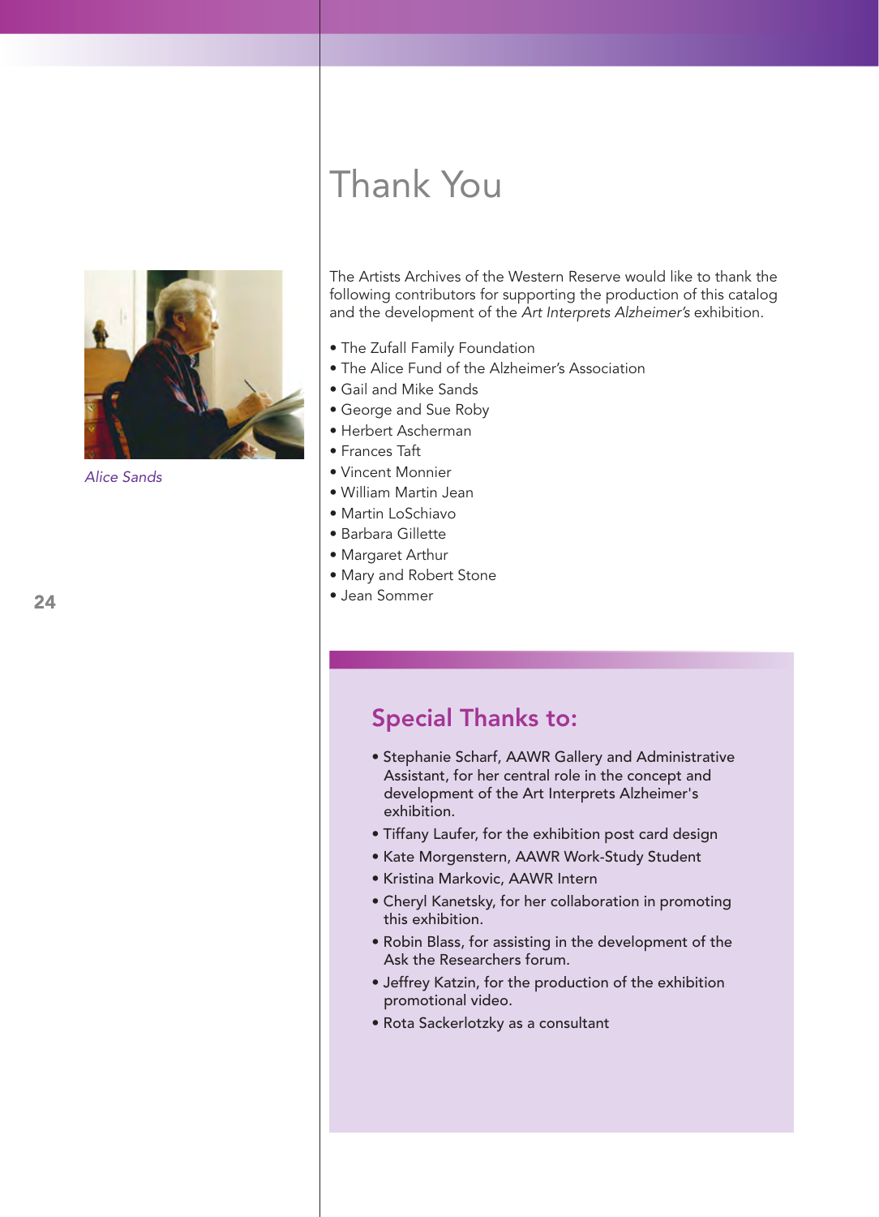*Alice Sands*

# Thank You

The Artists Archives of the Western Reserve would like to thank the following contributors for supporting the production of this catalog and the development of the *Art Interprets Alzheimer's* exhibition.

- The Zufall Family Foundation
- The Alice Fund of the Alzheimer's Association
- Gail and Mike Sands
- George and Sue Roby
- Herbert Ascherman
- Frances Taft
- Vincent Monnier
- William Martin Jean
- Martin LoSchiavo
- Barbara Gillette
- Margaret Arthur
- Mary and Robert Stone
- Jean Sommer

## Special Thanks to:

- Stephanie Scharf, AAWR Gallery and Administrative Assistant, for her central role in the concept and development of the Art Interprets Alzheimer's exhibition.
- Tiffany Laufer, for the exhibition post card design
- Kate Morgenstern, AAWR Work-Study Student
- Kristina Markovic, AAWR Intern
- Cheryl Kanetsky, for her collaboration in promoting this exhibition.
- Robin Blass, for assisting in the development of the Ask the Researchers forum.
- Jeffrey Katzin, for the production of the exhibition promotional video.
- Rota Sackerlotzky as a consultant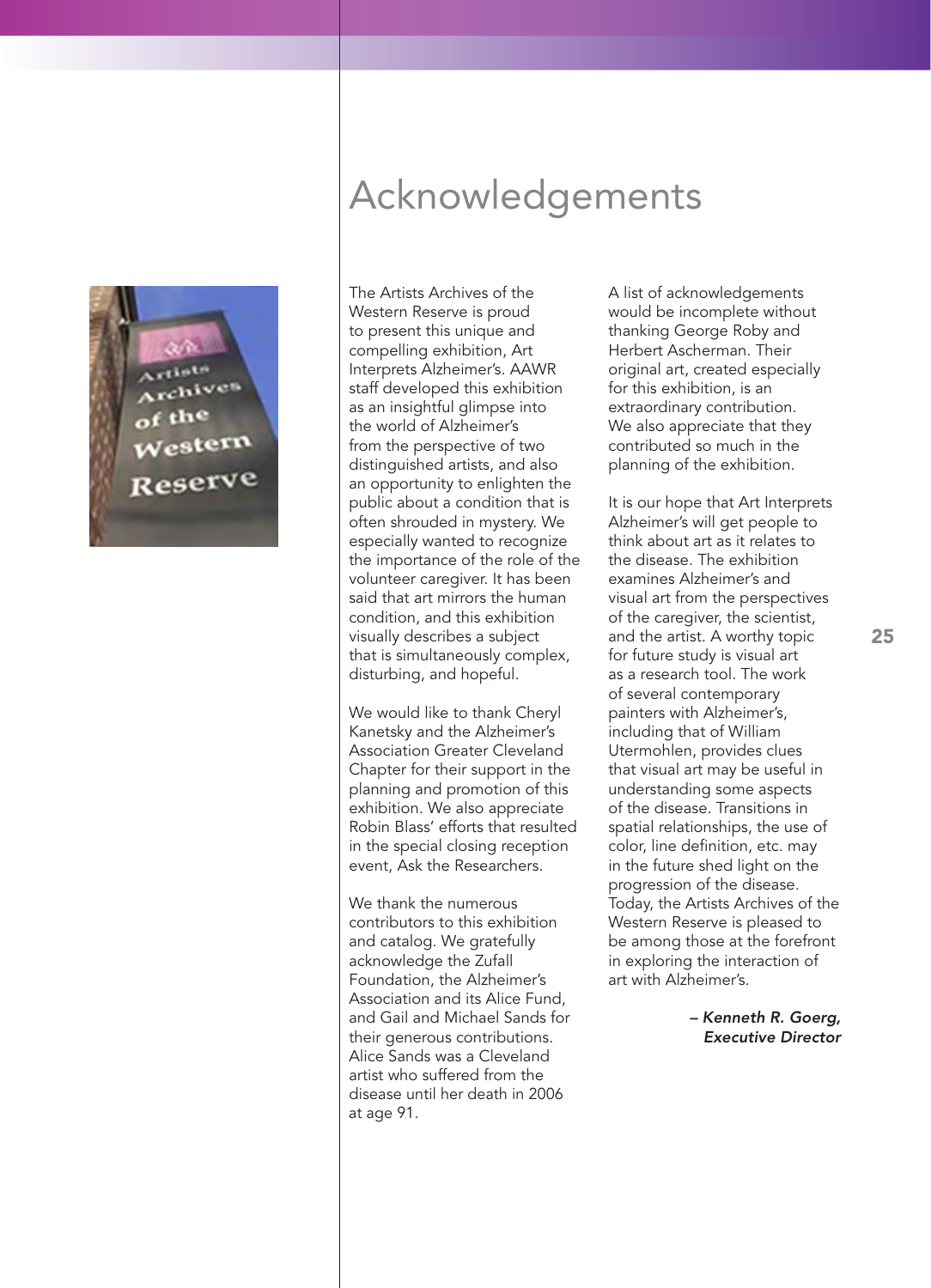# Acknowledgements

The Artists Archives of the Western Reserve is proud to present this unique and compelling exhibition, Art Interprets Alzheimer's. AAWR staff developed this exhibition as an insightful glimpse into the world of Alzheimer's from the perspective of two distinguished artists, and also an opportunity to enlighten the public about a condition that is often shrouded in mystery. We especially wanted to recognize the importance of the role of the volunteer caregiver. It has been said that art mirrors the human condition, and this exhibition visually describes a subject that is simultaneously complex, disturbing, and hopeful.

We would like to thank Cheryl Kanetsky and the Alzheimer's Association Greater Cleveland Chapter for their support in the planning and promotion of this exhibition. We also appreciate Robin Blass' efforts that resulted in the special closing reception event, Ask the Researchers.

We thank the numerous contributors to this exhibition and catalog. We gratefully acknowledge the Zufall Foundation, the Alzheimer's Association and its Alice Fund, and Gail and Michael Sands for their generous contributions. Alice Sands was a Cleveland artist who suffered from the disease until her death in 2006 at age 91.

A list of acknowledgements would be incomplete without thanking George Roby and Herbert Ascherman. Their original art, created especially for this exhibition, is an extraordinary contribution. We also appreciate that they contributed so much in the planning of the exhibition.

It is our hope that Art Interprets Alzheimer's will get people to think about art as it relates to the disease. The exhibition examines Alzheimer's and visual art from the perspectives of the caregiver, the scientist, and the artist. A worthy topic for future study is visual art as a research tool. The work of several contemporary painters with Alzheimer's, including that of William Utermohlen, provides clues that visual art may be useful in understanding some aspects of the disease. Transitions in spatial relationships, the use of color, line definition, etc. may in the future shed light on the progression of the disease. Today, the Artists Archives of the Western Reserve is pleased to be among those at the forefront in exploring the interaction of art with Alzheimer's.

***– Kenneth R. Goerg, Executive Director***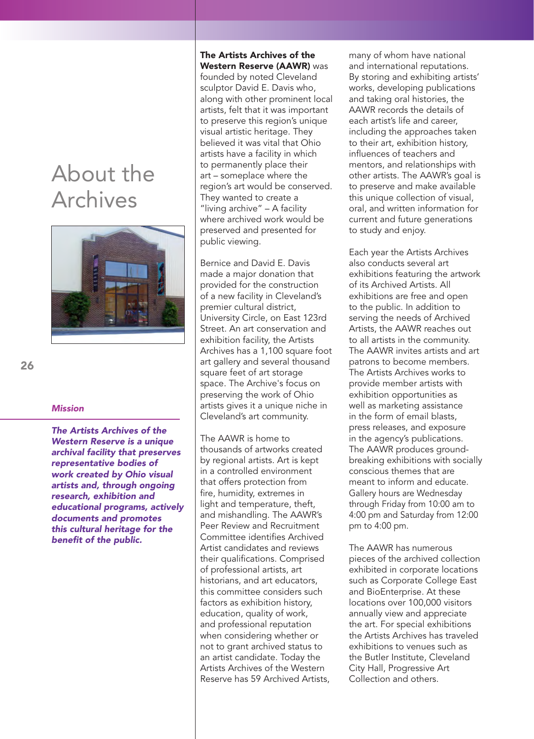# About the Archives

### *Mission*

***The Artists Archives of the Western Reserve is a unique archival facility that preserves representative bodies of work created by Ohio visual artists and, through ongoing research, exhibition and educational programs, actively documents and promotes this cultural heritage for the benefit of the public.***

**The Artists Archives of the Western Reserve (AAWR)** was founded by noted Cleveland sculptor David E. Davis who, along with other prominent local artists, felt that it was important to preserve this region's unique visual artistic heritage. They believed it was vital that Ohio artists have a facility in which to permanently place their art – someplace where the region's art would be conserved. They wanted to create a "living archive" – A facility where archived work would be preserved and presented for public viewing.

Bernice and David E. Davis made a major donation that provided for the construction of a new facility in Cleveland's premier cultural district, University Circle, on East 123rd Street. An art conservation and exhibition facility, the Artists Archives has a 1,100 square foot art gallery and several thousand square feet of art storage space. The Archive's focus on preserving the work of Ohio artists gives it a unique niche in Cleveland's art community.

The AAWR is home to thousands of artworks created by regional artists. Art is kept in a controlled environment that offers protection from fire, humidity, extremes in light and temperature, theft, and mishandling. The AAWR's Peer Review and Recruitment Committee identifies Archived Artist candidates and reviews their qualifications. Comprised of professional artists, art historians, and art educators, this committee considers such factors as exhibition history, education, quality of work, and professional reputation when considering whether or not to grant archived status to an artist candidate. Today the Artists Archives of the Western Reserve has 59 Archived Artists, many of whom have national and international reputations. By storing and exhibiting artists' works, developing publications and taking oral histories, the AAWR records the details of each artist's life and career, including the approaches taken to their art, exhibition history, influences of teachers and mentors, and relationships with other artists. The AAWR's goal is to preserve and make available this unique collection of visual, oral, and written information for current and future generations to study and enjoy.

Each year the Artists Archives also conducts several art exhibitions featuring the artwork of its Archived Artists. All exhibitions are free and open to the public. In addition to serving the needs of Archived Artists, the AAWR reaches out to all artists in the community. The AAWR invites artists and art patrons to become members. The Artists Archives works to provide member artists with exhibition opportunities as well as marketing assistance in the form of email blasts, press releases, and exposure in the agency's publications. The AAWR produces ground-breaking exhibitions with socially conscious themes that are meant to inform and educate. Gallery hours are Wednesday through Friday from 10:00 am to 4:00 pm and Saturday from 12:00 pm to 4:00 pm.

The AAWR has numerous pieces of the archived collection exhibited in corporate locations such as Corporate College East and BioEnterprise. At these locations over 100,000 visitors annually view and appreciate the art. For special exhibitions the Artists Archives has traveled exhibitions to venues such as the Butler Institute, Cleveland City Hall, Progressive Art Collection and others.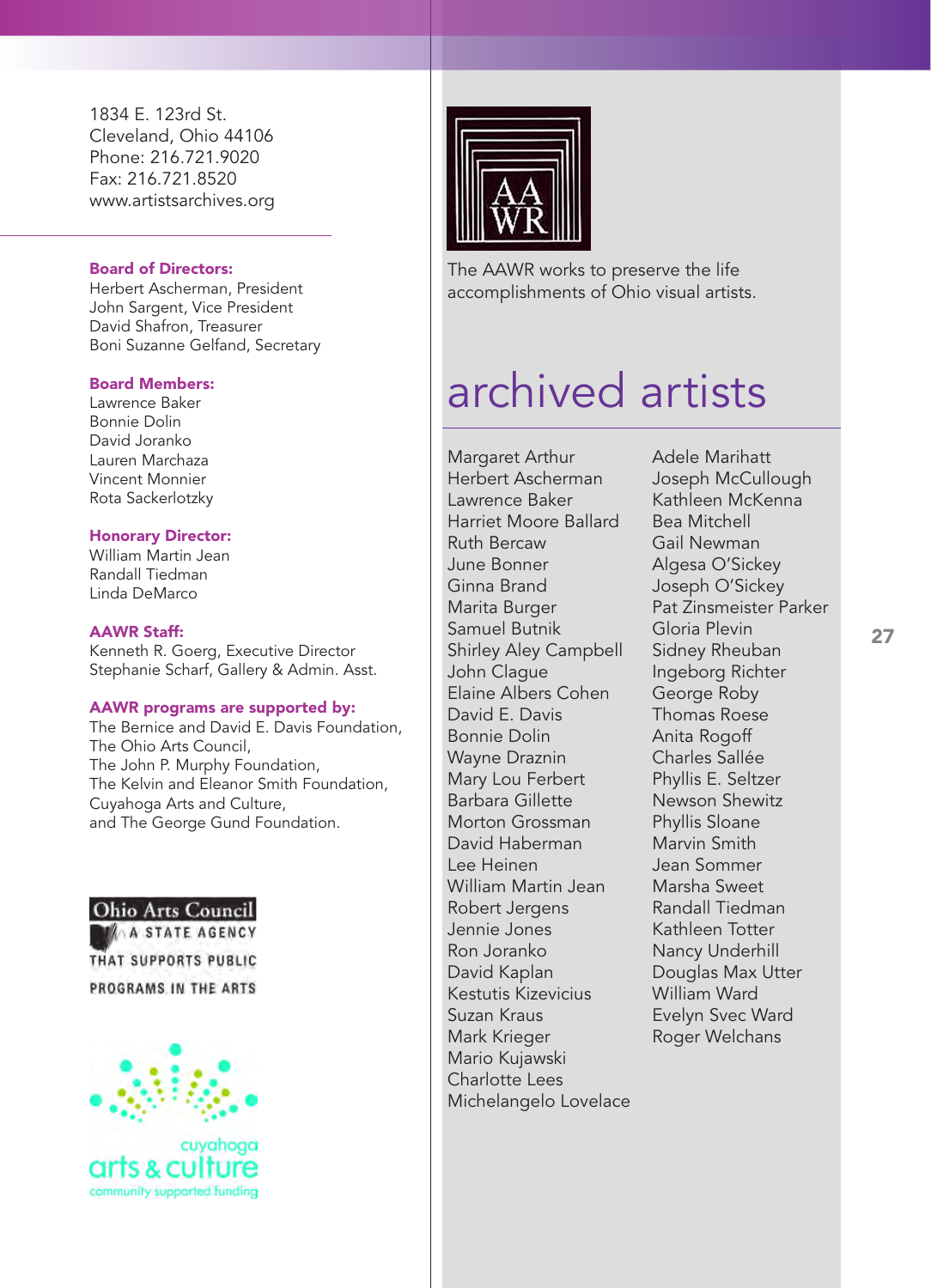1834 E. 123rd St.
Cleveland, Ohio 44106
Phone: 216.721.9020
Fax: 216.721.8520
www.artistsarchives.org

**Board of Directors:**
Herbert Ascherman, President
John Sargent, Vice President
David Shafron, Treasurer
Boni Suzanne Gelfand, Secretary

**Board Members:**
Lawrence Baker
Bonnie Dolin
David Joranko
Lauren Marchaza
Vincent Monnier
Rota Sackerlotzky

**Honorary Director:**
William Martin Jean
Randall Tiedman
Linda DeMarco

**AAWR Staff:**
Kenneth R. Goerg, Executive Director
Stephanie Scharf, Gallery & Admin. Asst.

**AAWR programs are supported by:**
The Bernice and David E. Davis Foundation,
The Ohio Arts Council,
The John P. Murphy Foundation,
The Kelvin and Eleanor Smith Foundation,
Cuyahoga Arts and Culture,
and The George Gund Foundation.

Ohio Arts Council
A STATE AGENCY THAT SUPPORTS PUBLIC PROGRAMS IN THE ARTS

cuyahoga arts & culture
community supported funding

AA WR

The AAWR works to preserve the life accomplishments of Ohio visual artists.

# archived artists

Margaret Arthur
Herbert Ascherman
Lawrence Baker
Harriet Moore Ballard
Ruth Bercaw
June Bonner
Ginna Brand
Marita Burger
Samuel Butnik
Shirley Aley Campbell
John Clague
Elaine Albers Cohen
David E. Davis
Bonnie Dolin
Wayne Draznin
Mary Lou Ferbert
Barbara Gillette
Morton Grossman
David Haberman
Lee Heinen
William Martin Jean
Robert Jergens
Jennie Jones
Ron Joranko
David Kaplan
Kestutis Kizevicius
Suzan Kraus
Mark Krieger
Mario Kujawski
Charlotte Lees
Michelangelo Lovelace
Adele Marihatt
Joseph McCullough
Kathleen McKenna
Bea Mitchell
Gail Newman
Algesa O'Sickey
Joseph O'Sickey
Pat Zinsmeister Parker
Gloria Plevin
Sidney Rheuban
Ingeborg Richter
George Roby
Thomas Roese
Anita Rogoff
Charles Sallée
Phyllis E. Seltzer
Newson Shewitz
Phyllis Sloane
Marvin Smith
Jean Sommer
Marsha Sweet
Randall Tiedman
Kathleen Totter
Nancy Underhill
Douglas Max Utter
William Ward
Evelyn Svec Ward
Roger Welchans